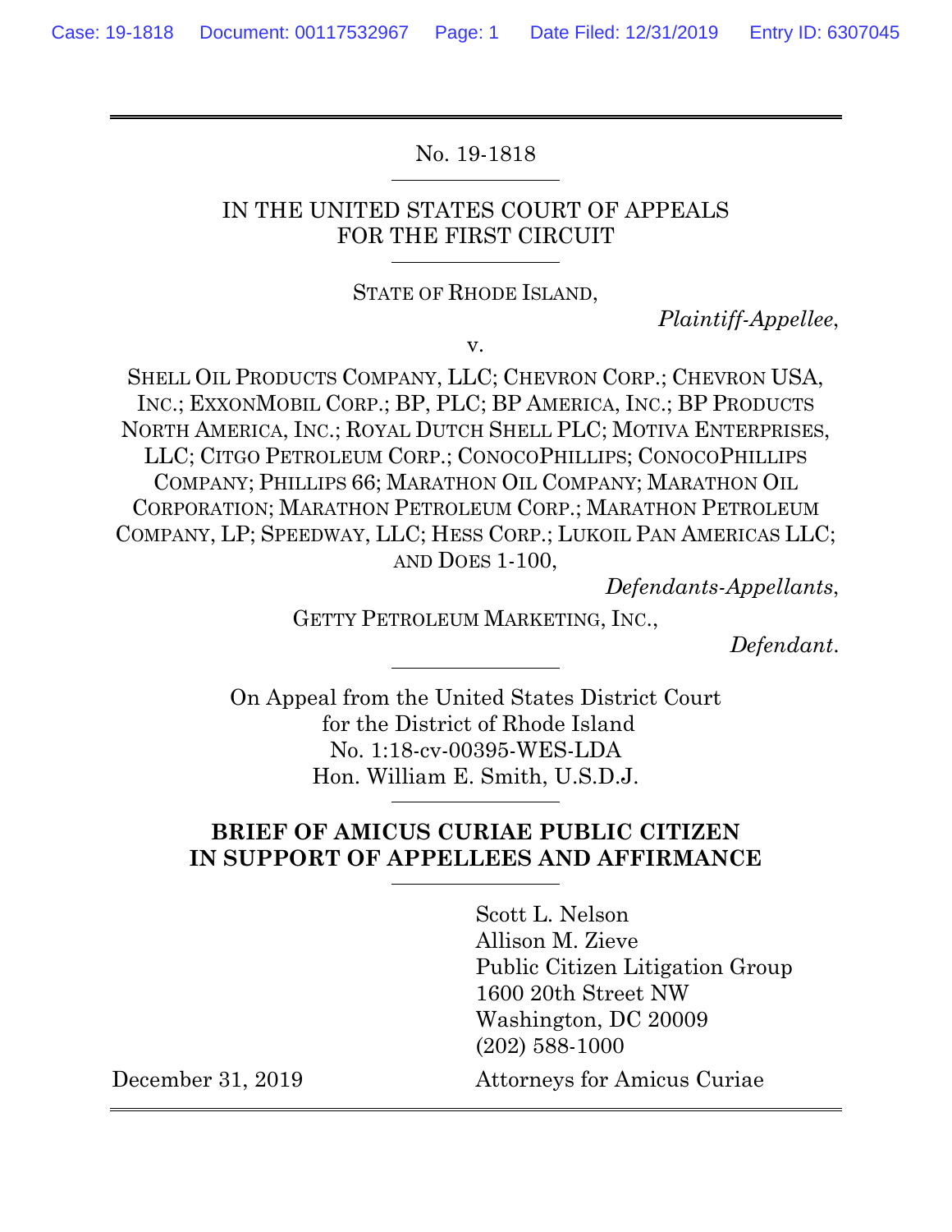No. 19-1818

IN THE UNITED STATES COURT OF APPEALS
FOR THE FIRST CIRCUIT

STATE OF RHODE ISLAND,

*Plaintiff-Appellee*,

v.

SHELL OIL PRODUCTS COMPANY, LLC; CHEVRON CORP.; CHEVRON USA, INC.; EXXONMOBIL CORP.; BP, PLC; BP AMERICA, INC.; BP PRODUCTS NORTH AMERICA, INC.; ROYAL DUTCH SHELL PLC; MOTIVA ENTERPRISES, LLC; CITGO PETROLEUM CORP.; CONOCOPHILLIPS; CONOCOPHILLIPS COMPANY; PHILLIPS 66; MARATHON OIL COMPANY; MARATHON OIL CORPORATION; MARATHON PETROLEUM CORP.; MARATHON PETROLEUM COMPANY, LP; SPEEDWAY, LLC; HESS CORP.; LUKOIL PAN AMERICAS LLC; AND DOES 1-100,

*Defendants-Appellants*,

GETTY PETROLEUM MARKETING, INC.,

*Defendant*.

On Appeal from the United States District Court
for the District of Rhode Island
No. 1:18-cv-00395-WES-LDA
Hon. William E. Smith, U.S.D.J.

**BRIEF OF AMICUS CURIAE PUBLIC CITIZEN IN SUPPORT OF APPELLEES AND AFFIRMANCE**

Scott L. Nelson
Allison M. Zieve
Public Citizen Litigation Group
1600 20th Street NW
Washington, DC 20009
(202) 588-1000

December 31, 2019

Attorneys for Amicus Curiae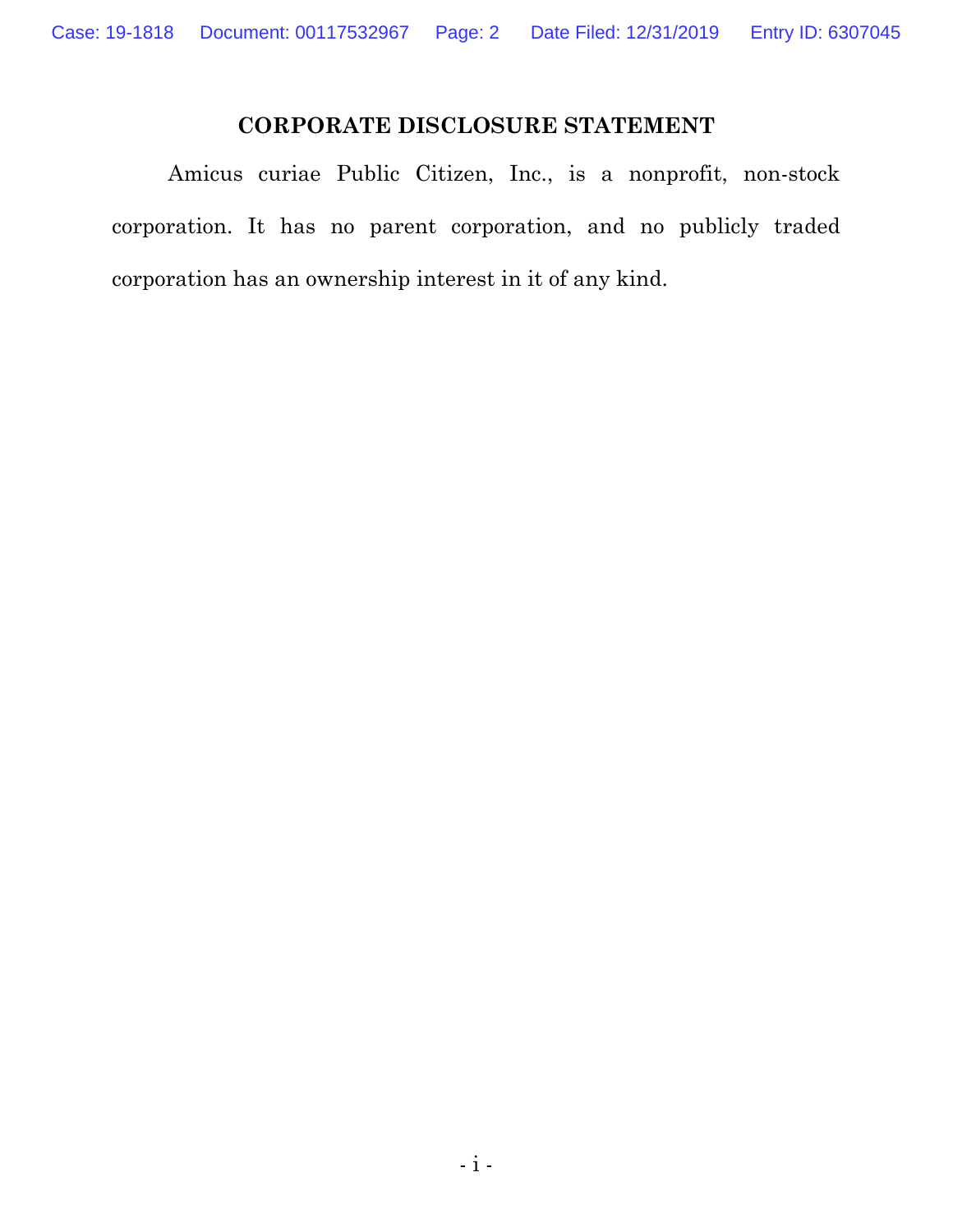## CORPORATE DISCLOSURE STATEMENT

Amicus curiae Public Citizen, Inc., is a nonprofit, non-stock corporation. It has no parent corporation, and no publicly traded corporation has an ownership interest in it of any kind.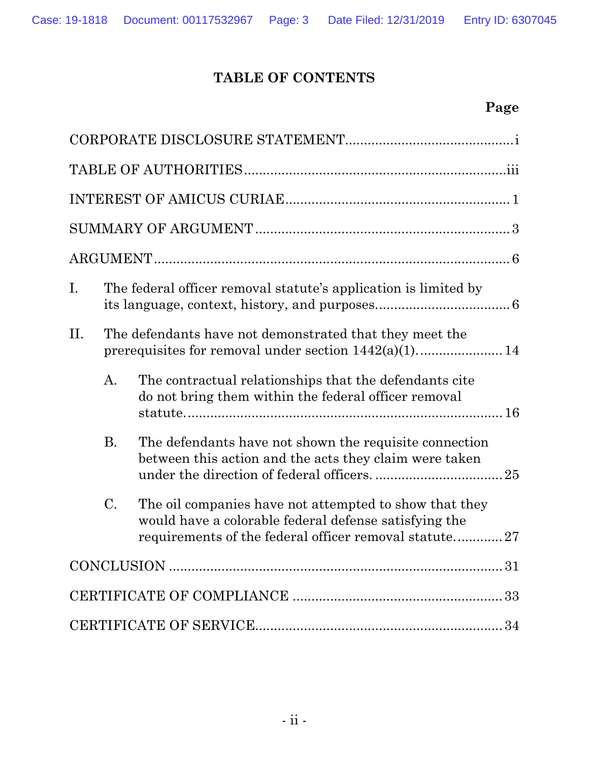# TABLE OF CONTENTS

| | Page |
|---|---|
| CORPORATE DISCLOSURE STATEMENT | i |
| TABLE OF AUTHORITIES | iii |
| INTEREST OF AMICUS CURIAE | 1 |
| SUMMARY OF ARGUMENT | 3 |
| ARGUMENT | 6 |
| I. The federal officer removal statute's application is limited by its language, context, history, and purposes. | 6 |
| II. The defendants have not demonstrated that they meet the prerequisites for removal under section 1442(a)(1). | 14 |
| A. The contractual relationships that the defendants cite do not bring them within the federal officer removal statute. | 16 |
| B. The defendants have not shown the requisite connection between this action and the acts they claim were taken under the direction of federal officers. | 25 |
| C. The oil companies have not attempted to show that they would have a colorable federal defense satisfying the requirements of the federal officer removal statute. | 27 |
| CONCLUSION | 31 |
| CERTIFICATE OF COMPLIANCE | 33 |
| CERTIFICATE OF SERVICE | 34 |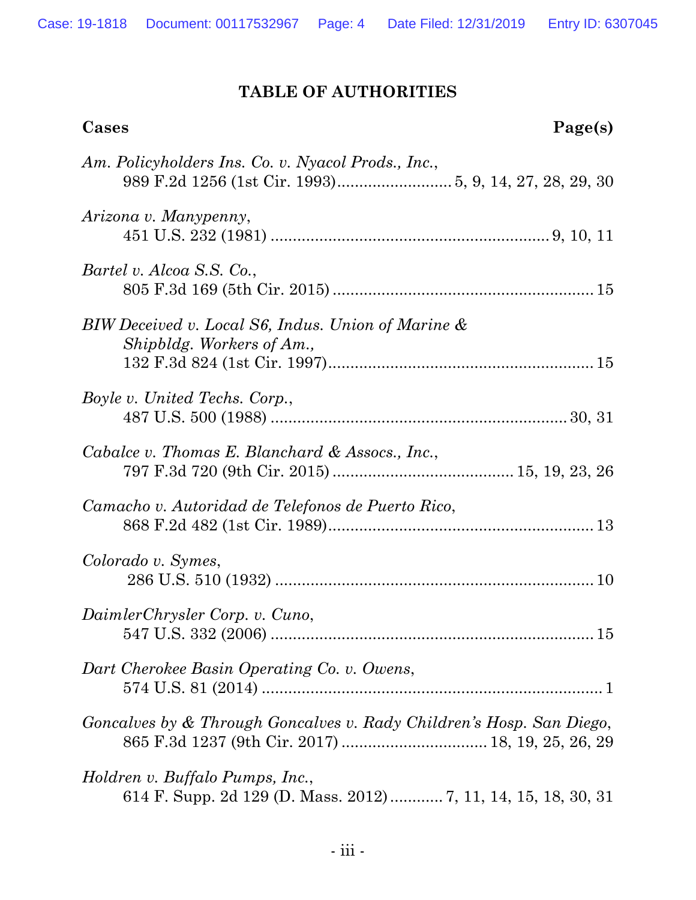## TABLE OF AUTHORITIES

**Cases** **Page(s)**

*Am. Policyholders Ins. Co. v. Nyacol Prods., Inc.*,
989 F.2d 1256 (1st Cir. 1993) .......................... 5, 9, 14, 27, 28, 29, 30

*Arizona v. Manypenny*,
451 U.S. 232 (1981) .............................................................. 9, 10, 11

*Bartel v. Alcoa S.S. Co.*,
805 F.3d 169 (5th Cir. 2015) .......................................................... 15

*BIW Deceived v. Local S6, Indus. Union of Marine & Shipbldg. Workers of Am.*,
132 F.3d 824 (1st Cir. 1997) ........................................................... 15

*Boyle v. United Techs. Corp.*,
487 U.S. 500 (1988) ................................................................... 30, 31

*Cabalce v. Thomas E. Blanchard & Assocs., Inc.*,
797 F.3d 720 (9th Cir. 2015) ......................................... 15, 19, 23, 26

*Camacho v. Autoridad de Telefonos de Puerto Rico*,
868 F.2d 482 (1st Cir. 1989) ........................................................... 13

*Colorado v. Symes*,
286 U.S. 510 (1932) ....................................................................... 10

*DaimlerChrysler Corp. v. Cuno*,
547 U.S. 332 (2006) ........................................................................ 15

*Dart Cherokee Basin Operating Co. v. Owens*,
574 U.S. 81 (2014) ............................................................................ 1

*Goncalves by & Through Goncalves v. Rady Children's Hosp. San Diego*,
865 F.3d 1237 (9th Cir. 2017) ................................ 18, 19, 25, 26, 29

*Holdren v. Buffalo Pumps, Inc.*,
614 F. Supp. 2d 129 (D. Mass. 2012) ........... 7, 11, 14, 15, 18, 30, 31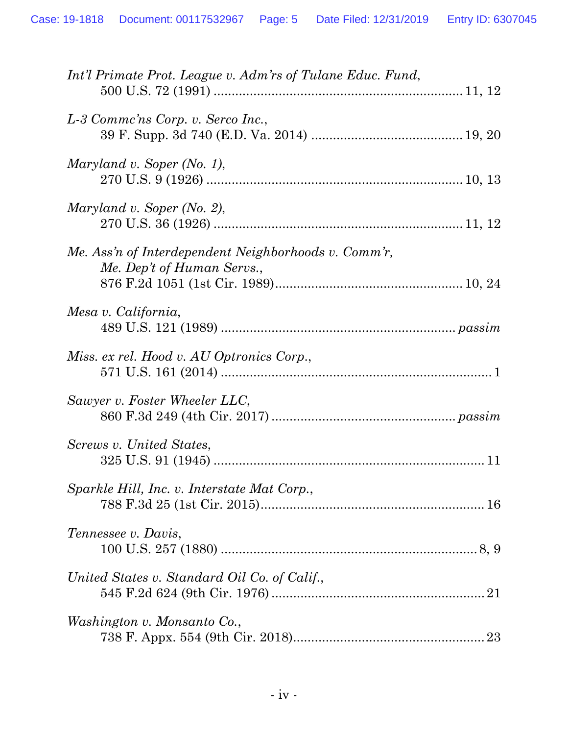*Int'l Primate Prot. League v. Adm'rs of Tulane Educ. Fund*,
500 U.S. 72 (1991) .................................................................... 11, 12

*L-3 Commc'ns Corp. v. Serco Inc.*,
39 F. Supp. 3d 740 (E.D. Va. 2014) .......................................... 19, 20

*Maryland v. Soper (No. 1)*,
270 U.S. 9 (1926) ...................................................................... 10, 13

*Maryland v. Soper (No. 2)*,
270 U.S. 36 (1926) .................................................................... 11, 12

*Me. Ass'n of Interdependent Neighborhoods v. Comm'r, Me. Dep't of Human Servs.*,
876 F.2d 1051 (1st Cir. 1989) ................................................... 10, 24

*Mesa v. California*,
489 U.S. 121 (1989) ................................................................ *passim*

*Miss. ex rel. Hood v. AU Optronics Corp.*,
571 U.S. 161 (2014) ........................................................................... 1

*Sawyer v. Foster Wheeler LLC*,
860 F.3d 249 (4th Cir. 2017) .................................................. *passim*

*Screws v. United States*,
325 U.S. 91 (1945) ........................................................................... 11

*Sparkle Hill, Inc. v. Interstate Mat Corp.*,
788 F.3d 25 (1st Cir. 2015) ............................................................. 16

*Tennessee v. Davis*,
100 U.S. 257 (1880) ....................................................................... 8, 9

*United States v. Standard Oil Co. of Calif.*,
545 F.2d 624 (9th Cir. 1976) ........................................................... 21

*Washington v. Monsanto Co.*,
738 F. Appx. 554 (9th Cir. 2018) ..................................................... 23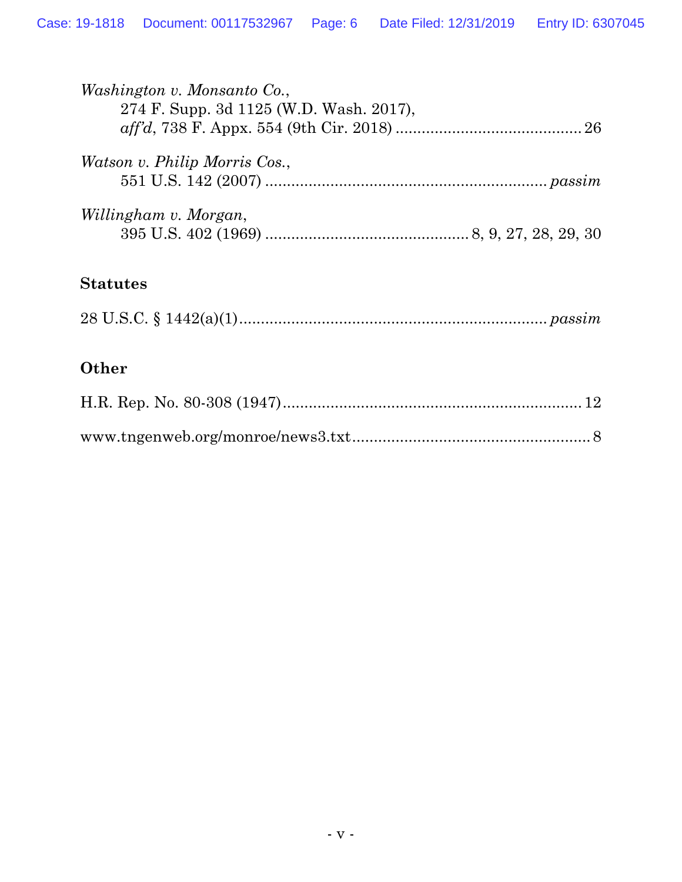*Washington v. Monsanto Co.*,
274 F. Supp. 3d 1125 (W.D. Wash. 2017),
*aff'd*, 738 F. Appx. 554 (9th Cir. 2018) .......................................... 26

*Watson v. Philip Morris Cos.*,
551 U.S. 142 (2007) ................................................................ *passim*

*Willingham v. Morgan*,
395 U.S. 402 (1969) ............................................... 8, 9, 27, 28, 29, 30

**Statutes**

28 U.S.C. § 1442(a)(1) ...................................................................... *passim*

**Other**

H.R. Rep. No. 80-308 (1947) .................................................................... 12

www.tngenweb.org/monroe/news3.txt ...................................................... 8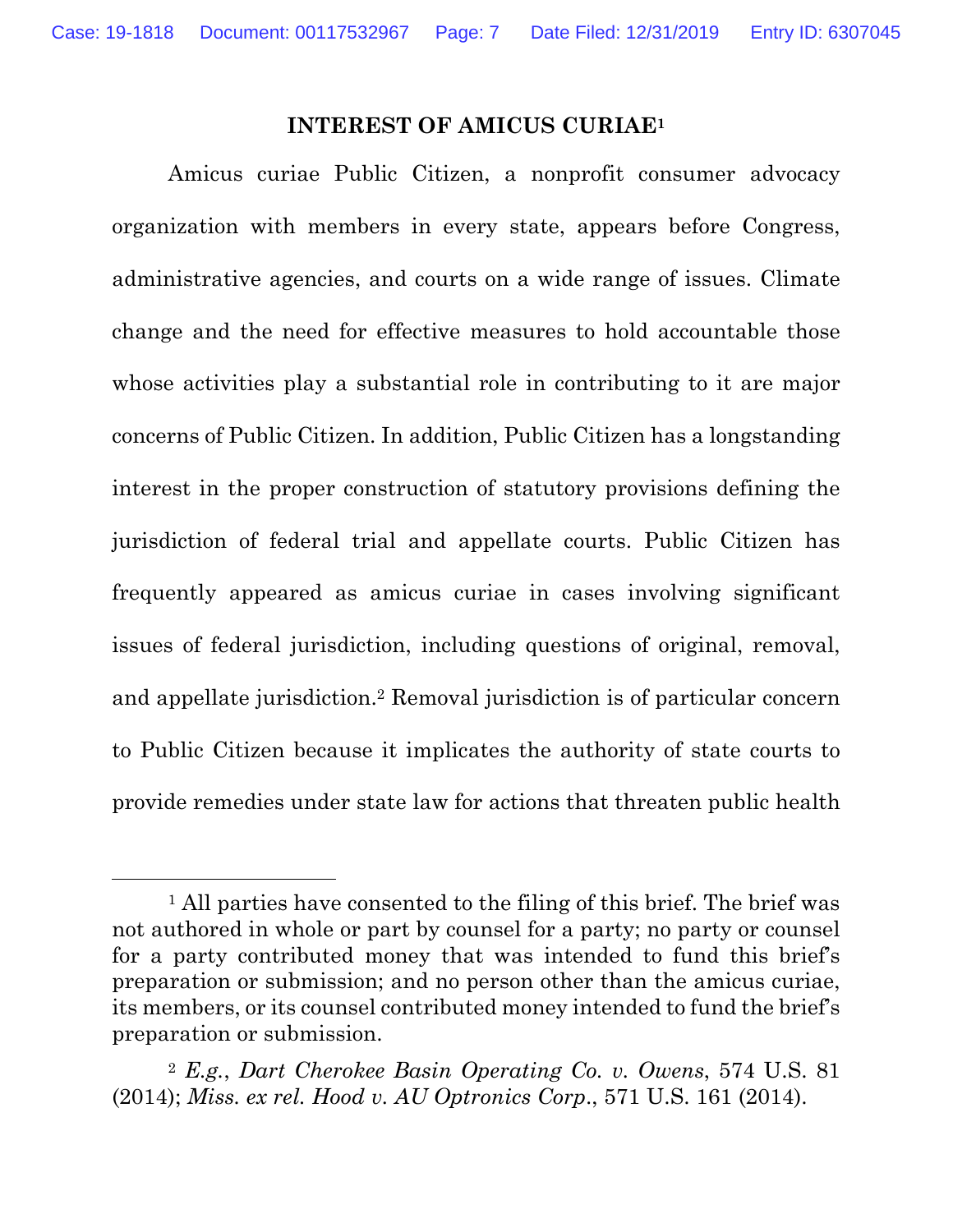## INTEREST OF AMICUS CURIAE[1]

Amicus curiae Public Citizen, a nonprofit consumer advocacy organization with members in every state, appears before Congress, administrative agencies, and courts on a wide range of issues. Climate change and the need for effective measures to hold accountable those whose activities play a substantial role in contributing to it are major concerns of Public Citizen. In addition, Public Citizen has a longstanding interest in the proper construction of statutory provisions defining the jurisdiction of federal trial and appellate courts. Public Citizen has frequently appeared as amicus curiae in cases involving significant issues of federal jurisdiction, including questions of original, removal, and appellate jurisdiction.[2] Removal jurisdiction is of particular concern to Public Citizen because it implicates the authority of state courts to provide remedies under state law for actions that threaten public health

---

[1] All parties have consented to the filing of this brief. The brief was not authored in whole or part by counsel for a party; no party or counsel for a party contributed money that was intended to fund this brief's preparation or submission; and no person other than the amicus curiae, its members, or its counsel contributed money intended to fund the brief's preparation or submission.

[2] *E.g.*, *Dart Cherokee Basin Operating Co. v. Owens*, 574 U.S. 81 (2014); *Miss. ex rel. Hood v. AU Optronics Corp.*, 571 U.S. 161 (2014).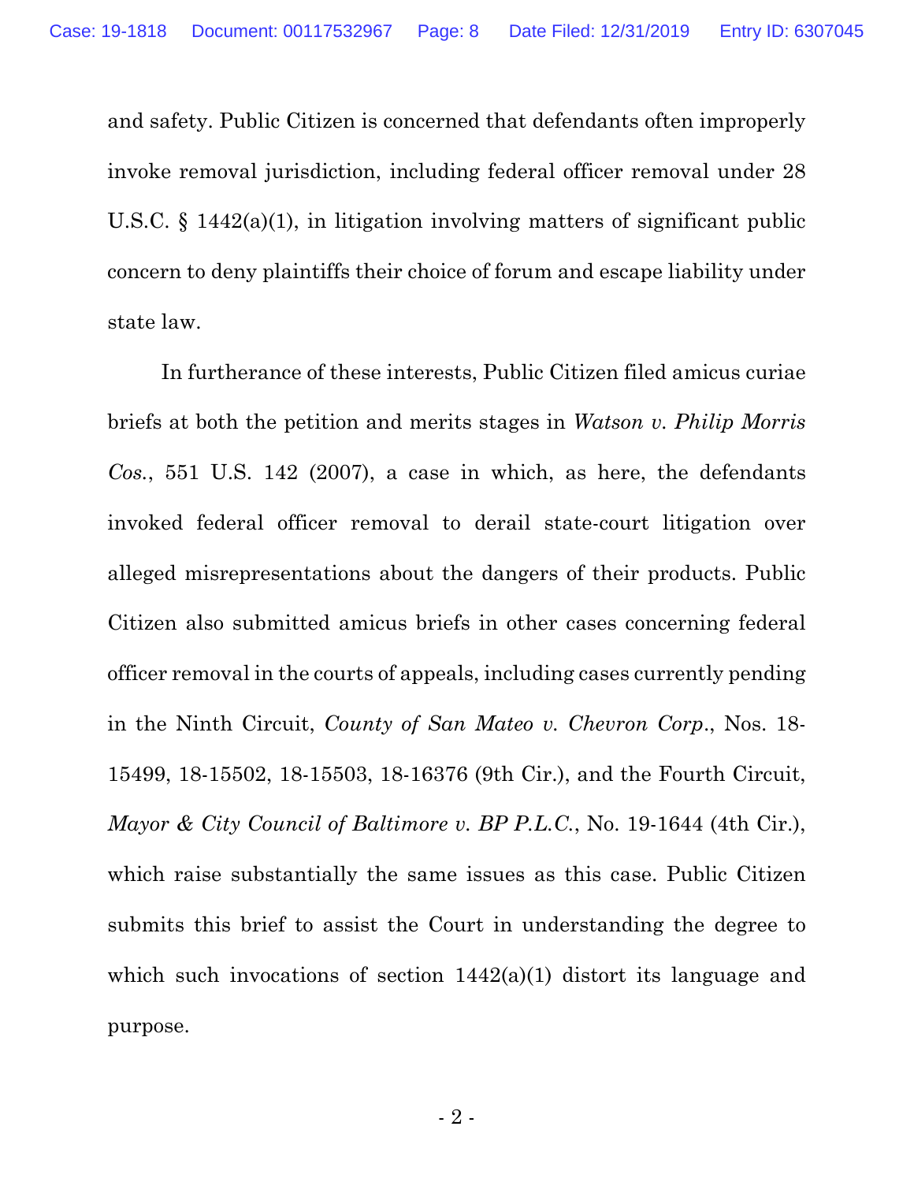and safety. Public Citizen is concerned that defendants often improperly invoke removal jurisdiction, including federal officer removal under 28 U.S.C. § 1442(a)(1), in litigation involving matters of significant public concern to deny plaintiffs their choice of forum and escape liability under state law.

In furtherance of these interests, Public Citizen filed amicus curiae briefs at both the petition and merits stages in *Watson v. Philip Morris Cos.*, 551 U.S. 142 (2007), a case in which, as here, the defendants invoked federal officer removal to derail state-court litigation over alleged misrepresentations about the dangers of their products. Public Citizen also submitted amicus briefs in other cases concerning federal officer removal in the courts of appeals, including cases currently pending in the Ninth Circuit, *County of San Mateo v. Chevron Corp.*, Nos. 18-15499, 18-15502, 18-15503, 18-16376 (9th Cir.), and the Fourth Circuit, *Mayor & City Council of Baltimore v. BP P.L.C.*, No. 19-1644 (4th Cir.), which raise substantially the same issues as this case. Public Citizen submits this brief to assist the Court in understanding the degree to which such invocations of section 1442(a)(1) distort its language and purpose.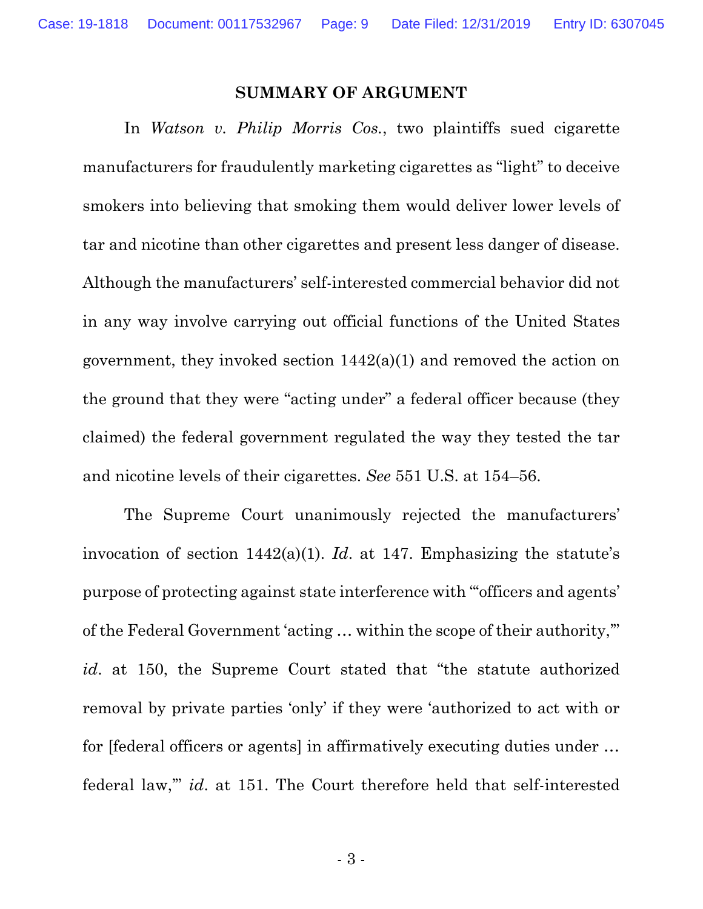## SUMMARY OF ARGUMENT

In *Watson v. Philip Morris Cos.*, two plaintiffs sued cigarette manufacturers for fraudulently marketing cigarettes as "light" to deceive smokers into believing that smoking them would deliver lower levels of tar and nicotine than other cigarettes and present less danger of disease. Although the manufacturers' self-interested commercial behavior did not in any way involve carrying out official functions of the United States government, they invoked section 1442(a)(1) and removed the action on the ground that they were "acting under" a federal officer because (they claimed) the federal government regulated the way they tested the tar and nicotine levels of their cigarettes. *See* 551 U.S. at 154–56.

The Supreme Court unanimously rejected the manufacturers' invocation of section 1442(a)(1). *Id*. at 147. Emphasizing the statute's purpose of protecting against state interference with "'officers and agents' of the Federal Government 'acting … within the scope of their authority,'" *id*. at 150, the Supreme Court stated that "the statute authorized removal by private parties 'only' if they were 'authorized to act with or for [federal officers or agents] in affirmatively executing duties under … federal law,'" *id*. at 151. The Court therefore held that self-interested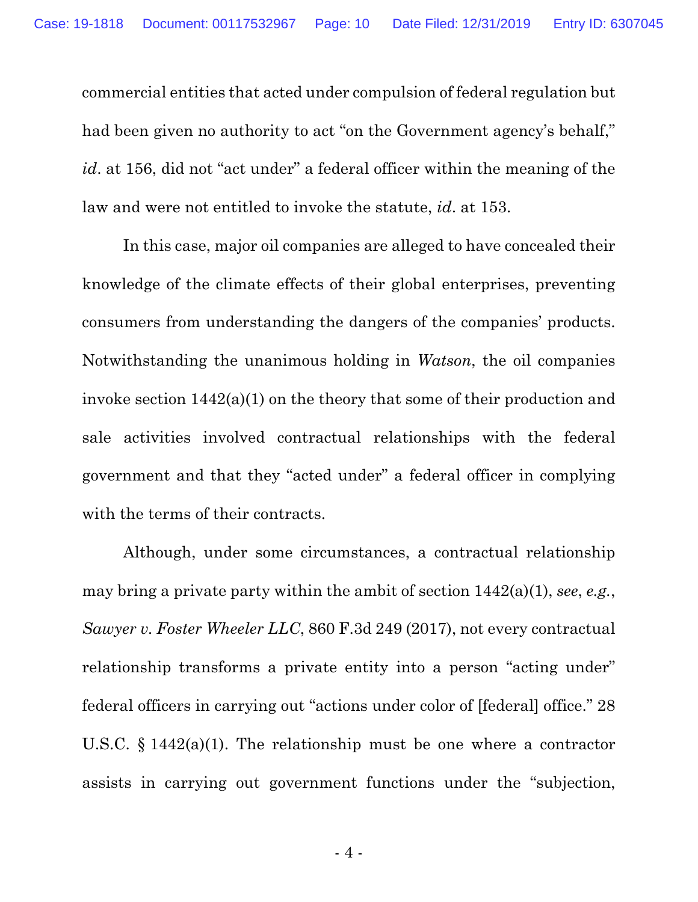commercial entities that acted under compulsion of federal regulation but had been given no authority to act "on the Government agency's behalf," *id*. at 156, did not "act under" a federal officer within the meaning of the law and were not entitled to invoke the statute, *id*. at 153.

In this case, major oil companies are alleged to have concealed their knowledge of the climate effects of their global enterprises, preventing consumers from understanding the dangers of the companies' products. Notwithstanding the unanimous holding in *Watson*, the oil companies invoke section 1442(a)(1) on the theory that some of their production and sale activities involved contractual relationships with the federal government and that they "acted under" a federal officer in complying with the terms of their contracts.

Although, under some circumstances, a contractual relationship may bring a private party within the ambit of section 1442(a)(1), *see*, *e.g.*, *Sawyer v. Foster Wheeler LLC*, 860 F.3d 249 (2017), not every contractual relationship transforms a private entity into a person "acting under" federal officers in carrying out "actions under color of [federal] office." 28 U.S.C. § 1442(a)(1). The relationship must be one where a contractor assists in carrying out government functions under the "subjection,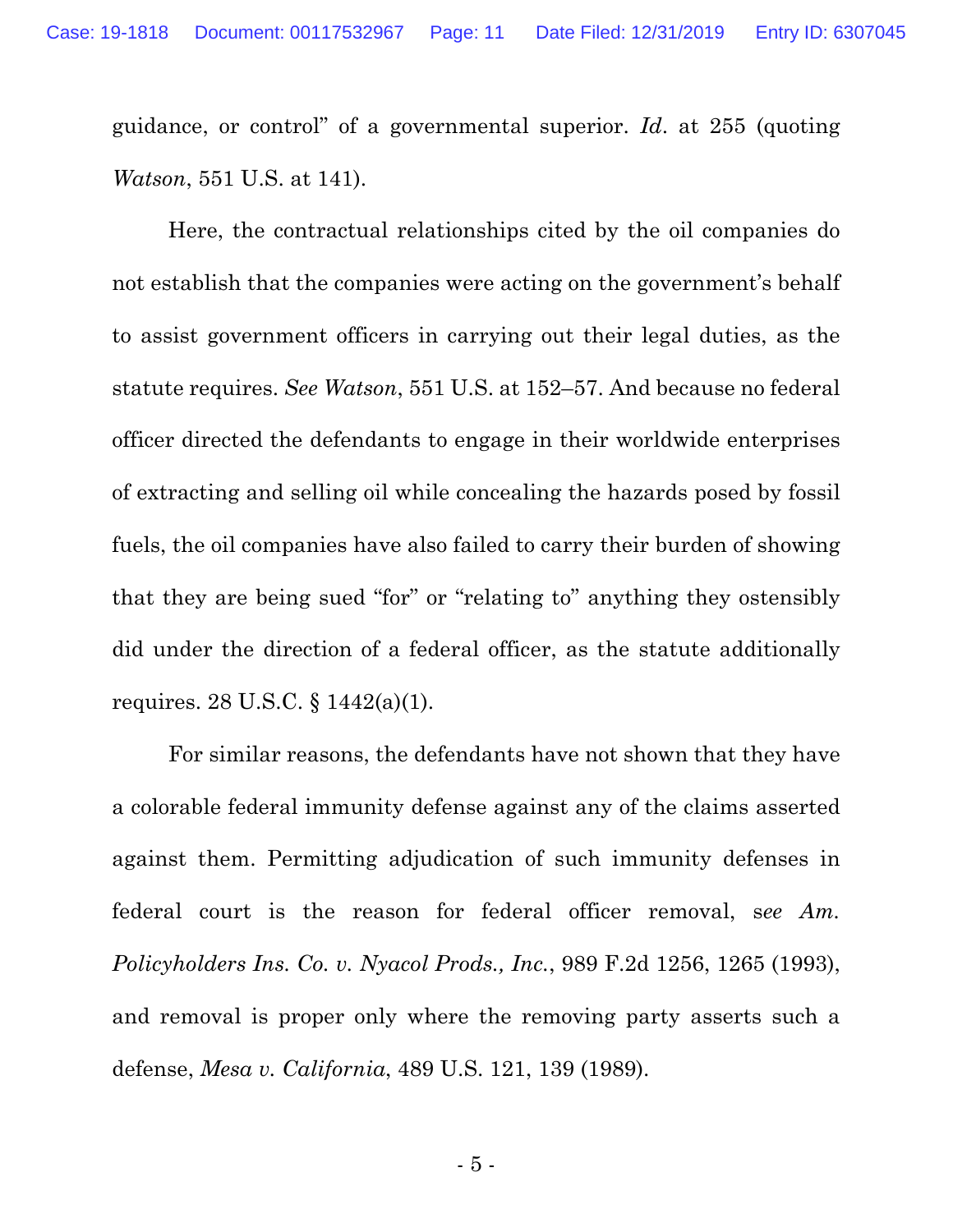guidance, or control" of a governmental superior. *Id*. at 255 (quoting *Watson*, 551 U.S. at 141).

Here, the contractual relationships cited by the oil companies do not establish that the companies were acting on the government's behalf to assist government officers in carrying out their legal duties, as the statute requires. *See Watson*, 551 U.S. at 152–57. And because no federal officer directed the defendants to engage in their worldwide enterprises of extracting and selling oil while concealing the hazards posed by fossil fuels, the oil companies have also failed to carry their burden of showing that they are being sued "for" or "relating to" anything they ostensibly did under the direction of a federal officer, as the statute additionally requires. 28 U.S.C. § 1442(a)(1).

For similar reasons, the defendants have not shown that they have a colorable federal immunity defense against any of the claims asserted against them. Permitting adjudication of such immunity defenses in federal court is the reason for federal officer removal, s*ee Am. Policyholders Ins. Co. v. Nyacol Prods., Inc.*, 989 F.2d 1256, 1265 (1993), and removal is proper only where the removing party asserts such a defense, *Mesa v. California*, 489 U.S. 121, 139 (1989).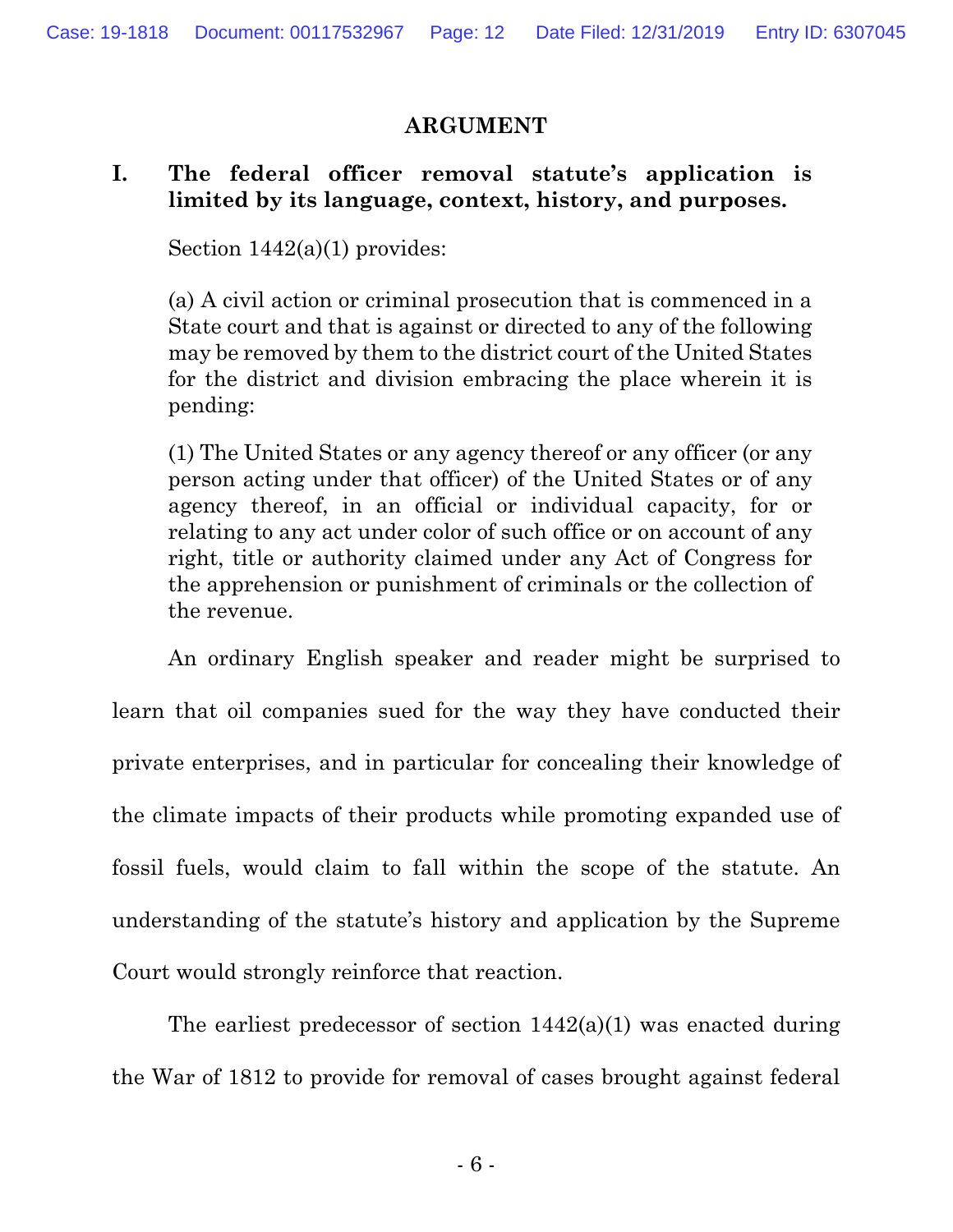## ARGUMENT

### I. The federal officer removal statute's application is limited by its language, context, history, and purposes.

Section 1442(a)(1) provides:

> (a) A civil action or criminal prosecution that is commenced in a State court and that is against or directed to any of the following may be removed by them to the district court of the United States for the district and division embracing the place wherein it is pending:
>
> (1) The United States or any agency thereof or any officer (or any person acting under that officer) of the United States or of any agency thereof, in an official or individual capacity, for or relating to any act under color of such office or on account of any right, title or authority claimed under any Act of Congress for the apprehension or punishment of criminals or the collection of the revenue.

An ordinary English speaker and reader might be surprised to learn that oil companies sued for the way they have conducted their private enterprises, and in particular for concealing their knowledge of the climate impacts of their products while promoting expanded use of fossil fuels, would claim to fall within the scope of the statute. An understanding of the statute's history and application by the Supreme Court would strongly reinforce that reaction.

The earliest predecessor of section 1442(a)(1) was enacted during the War of 1812 to provide for removal of cases brought against federal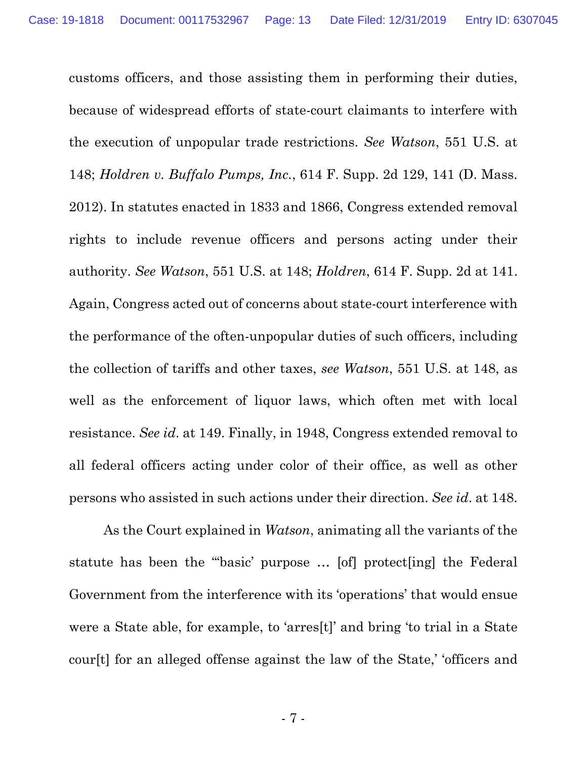customs officers, and those assisting them in performing their duties, because of widespread efforts of state-court claimants to interfere with the execution of unpopular trade restrictions. *See Watson*, 551 U.S. at 148; *Holdren v. Buffalo Pumps, Inc.*, 614 F. Supp. 2d 129, 141 (D. Mass. 2012). In statutes enacted in 1833 and 1866, Congress extended removal rights to include revenue officers and persons acting under their authority. *See Watson*, 551 U.S. at 148; *Holdren*, 614 F. Supp. 2d at 141. Again, Congress acted out of concerns about state-court interference with the performance of the often-unpopular duties of such officers, including the collection of tariffs and other taxes, *see Watson*, 551 U.S. at 148, as well as the enforcement of liquor laws, which often met with local resistance. *See id.* at 149. Finally, in 1948, Congress extended removal to all federal officers acting under color of their office, as well as other persons who assisted in such actions under their direction. *See id.* at 148.

As the Court explained in *Watson*, animating all the variants of the statute has been the "'basic' purpose … [of] protect[ing] the Federal Government from the interference with its 'operations' that would ensue were a State able, for example, to 'arres[t]' and bring 'to trial in a State cour[t] for an alleged offense against the law of the State,' 'officers and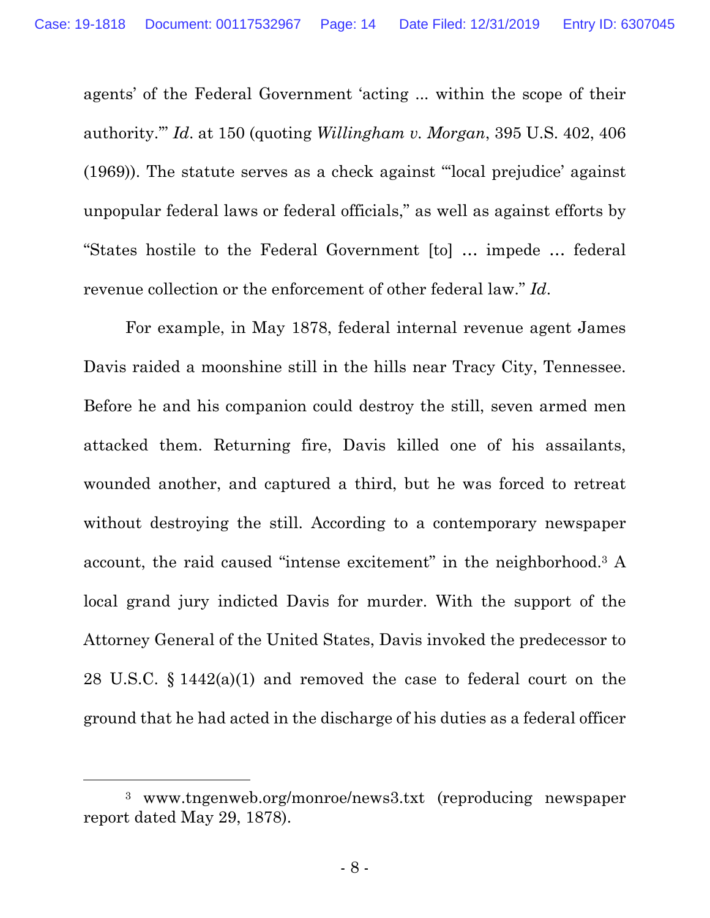agents' of the Federal Government 'acting ... within the scope of their authority.'" *Id*. at 150 (quoting *Willingham v. Morgan*, 395 U.S. 402, 406 (1969)). The statute serves as a check against "'local prejudice' against unpopular federal laws or federal officials," as well as against efforts by "States hostile to the Federal Government [to] … impede … federal revenue collection or the enforcement of other federal law." *Id*.

For example, in May 1878, federal internal revenue agent James Davis raided a moonshine still in the hills near Tracy City, Tennessee. Before he and his companion could destroy the still, seven armed men attacked them. Returning fire, Davis killed one of his assailants, wounded another, and captured a third, but he was forced to retreat without destroying the still. According to a contemporary newspaper account, the raid caused "intense excitement" in the neighborhood.[3] A local grand jury indicted Davis for murder. With the support of the Attorney General of the United States, Davis invoked the predecessor to 28 U.S.C. § 1442(a)(1) and removed the case to federal court on the ground that he had acted in the discharge of his duties as a federal officer

[3] www.tngenweb.org/monroe/news3.txt (reproducing newspaper report dated May 29, 1878).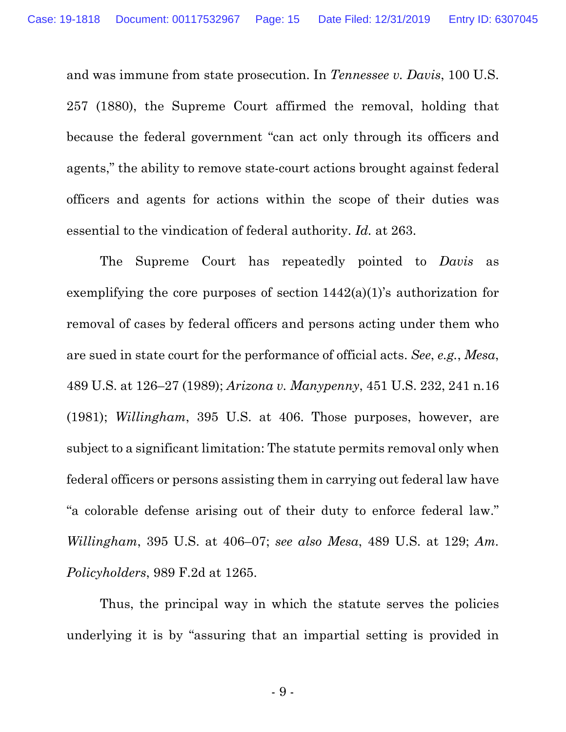and was immune from state prosecution. In *Tennessee v. Davis*, 100 U.S. 257 (1880), the Supreme Court affirmed the removal, holding that because the federal government "can act only through its officers and agents," the ability to remove state-court actions brought against federal officers and agents for actions within the scope of their duties was essential to the vindication of federal authority. *Id.* at 263.

The Supreme Court has repeatedly pointed to *Davis* as exemplifying the core purposes of section 1442(a)(1)'s authorization for removal of cases by federal officers and persons acting under them who are sued in state court for the performance of official acts. *See*, *e.g.*, *Mesa*, 489 U.S. at 126–27 (1989); *Arizona v. Manypenny*, 451 U.S. 232, 241 n.16 (1981); *Willingham*, 395 U.S. at 406. Those purposes, however, are subject to a significant limitation: The statute permits removal only when federal officers or persons assisting them in carrying out federal law have "a colorable defense arising out of their duty to enforce federal law." *Willingham*, 395 U.S. at 406–07; *see also Mesa*, 489 U.S. at 129; *Am. Policyholders*, 989 F.2d at 1265.

Thus, the principal way in which the statute serves the policies underlying it is by "assuring that an impartial setting is provided in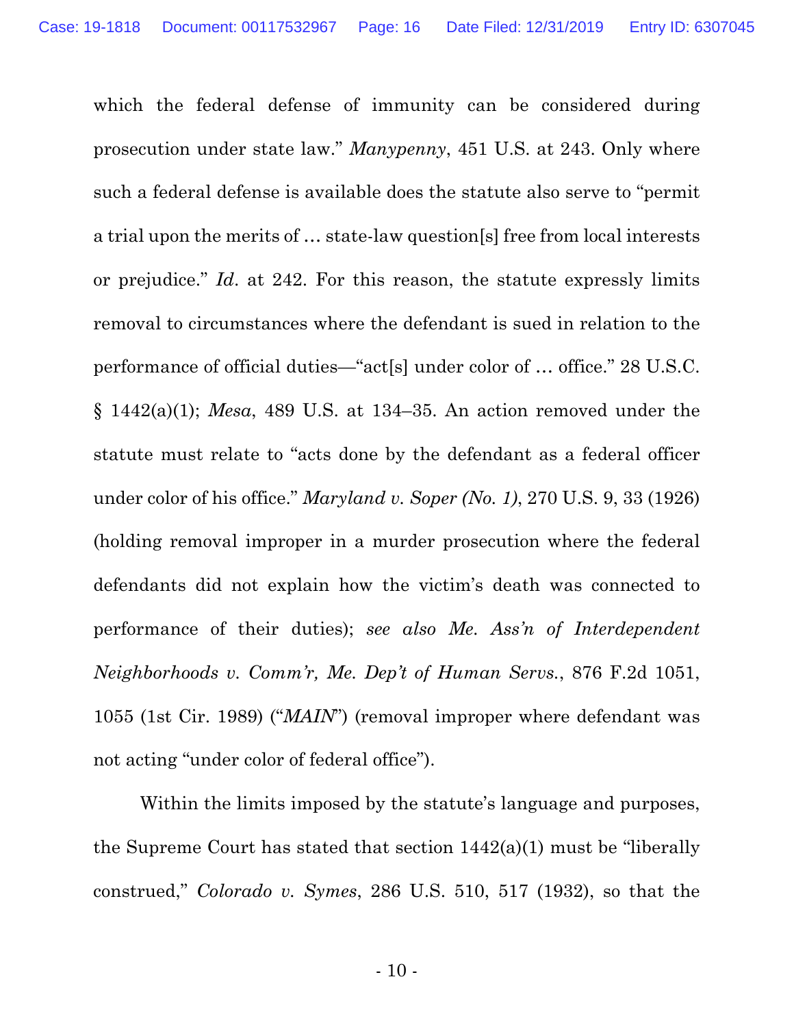which the federal defense of immunity can be considered during prosecution under state law." *Manypenny*, 451 U.S. at 243. Only where such a federal defense is available does the statute also serve to "permit a trial upon the merits of … state-law question[s] free from local interests or prejudice." *Id*. at 242. For this reason, the statute expressly limits removal to circumstances where the defendant is sued in relation to the performance of official duties—"act[s] under color of … office." 28 U.S.C. § 1442(a)(1); *Mesa*, 489 U.S. at 134–35. An action removed under the statute must relate to "acts done by the defendant as a federal officer under color of his office." *Maryland v. Soper (No. 1)*, 270 U.S. 9, 33 (1926) (holding removal improper in a murder prosecution where the federal defendants did not explain how the victim's death was connected to performance of their duties); *see also Me. Ass'n of Interdependent Neighborhoods v. Comm'r, Me. Dep't of Human Servs.*, 876 F.2d 1051, 1055 (1st Cir. 1989) ("*MAIN*") (removal improper where defendant was not acting "under color of federal office").

Within the limits imposed by the statute's language and purposes, the Supreme Court has stated that section 1442(a)(1) must be "liberally construed," *Colorado v. Symes*, 286 U.S. 510, 517 (1932), so that the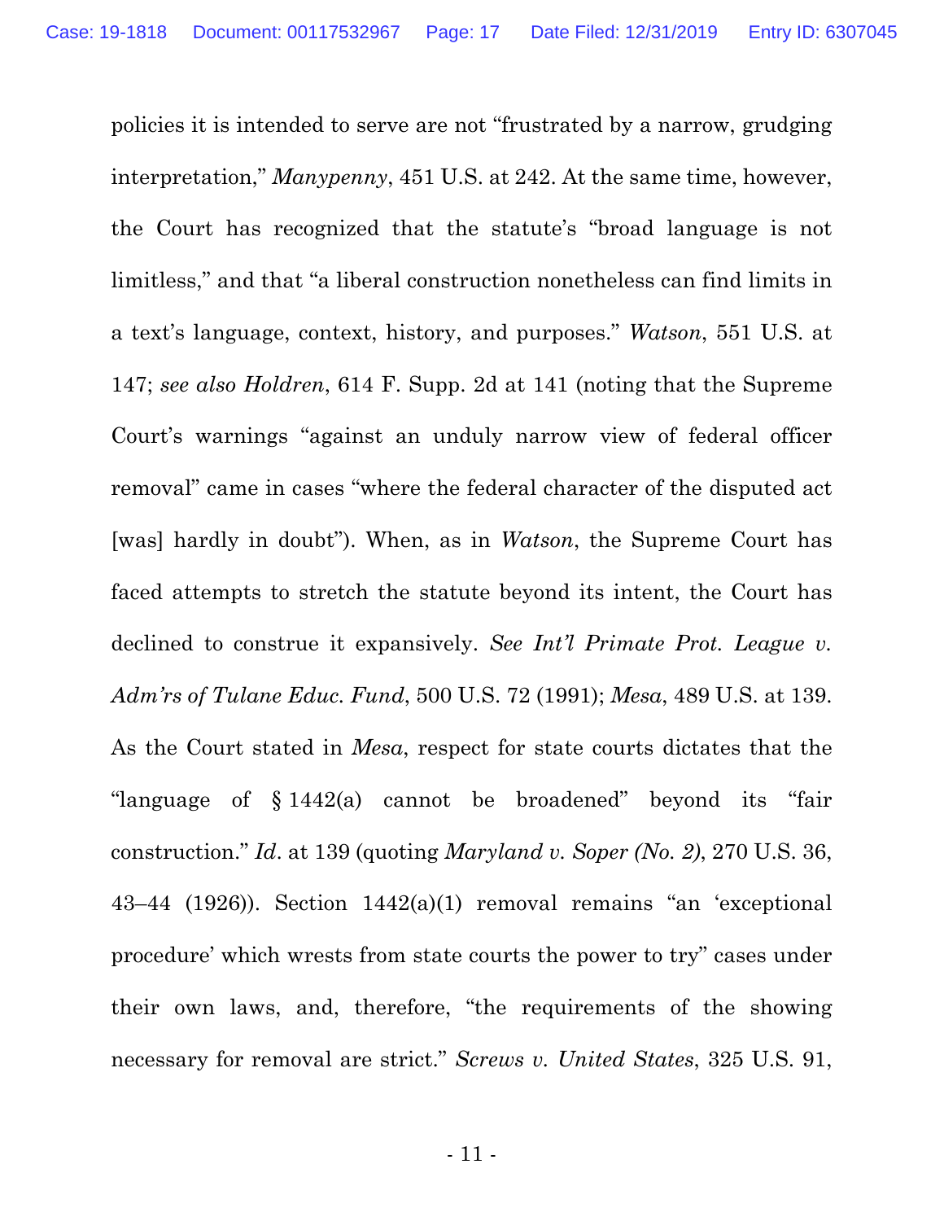policies it is intended to serve are not "frustrated by a narrow, grudging interpretation," *Manypenny*, 451 U.S. at 242. At the same time, however, the Court has recognized that the statute's "broad language is not limitless," and that "a liberal construction nonetheless can find limits in a text's language, context, history, and purposes." *Watson*, 551 U.S. at 147; *see also Holdren*, 614 F. Supp. 2d at 141 (noting that the Supreme Court's warnings "against an unduly narrow view of federal officer removal" came in cases "where the federal character of the disputed act [was] hardly in doubt"). When, as in *Watson*, the Supreme Court has faced attempts to stretch the statute beyond its intent, the Court has declined to construe it expansively. *See Int'l Primate Prot. League v. Adm'rs of Tulane Educ. Fund*, 500 U.S. 72 (1991); *Mesa*, 489 U.S. at 139. As the Court stated in *Mesa*, respect for state courts dictates that the "language of § 1442(a) cannot be broadened" beyond its "fair construction." *Id*. at 139 (quoting *Maryland v. Soper (No. 2)*, 270 U.S. 36, 43–44 (1926)). Section 1442(a)(1) removal remains "an 'exceptional procedure' which wrests from state courts the power to try" cases under their own laws, and, therefore, "the requirements of the showing necessary for removal are strict." *Screws v. United States*, 325 U.S. 91,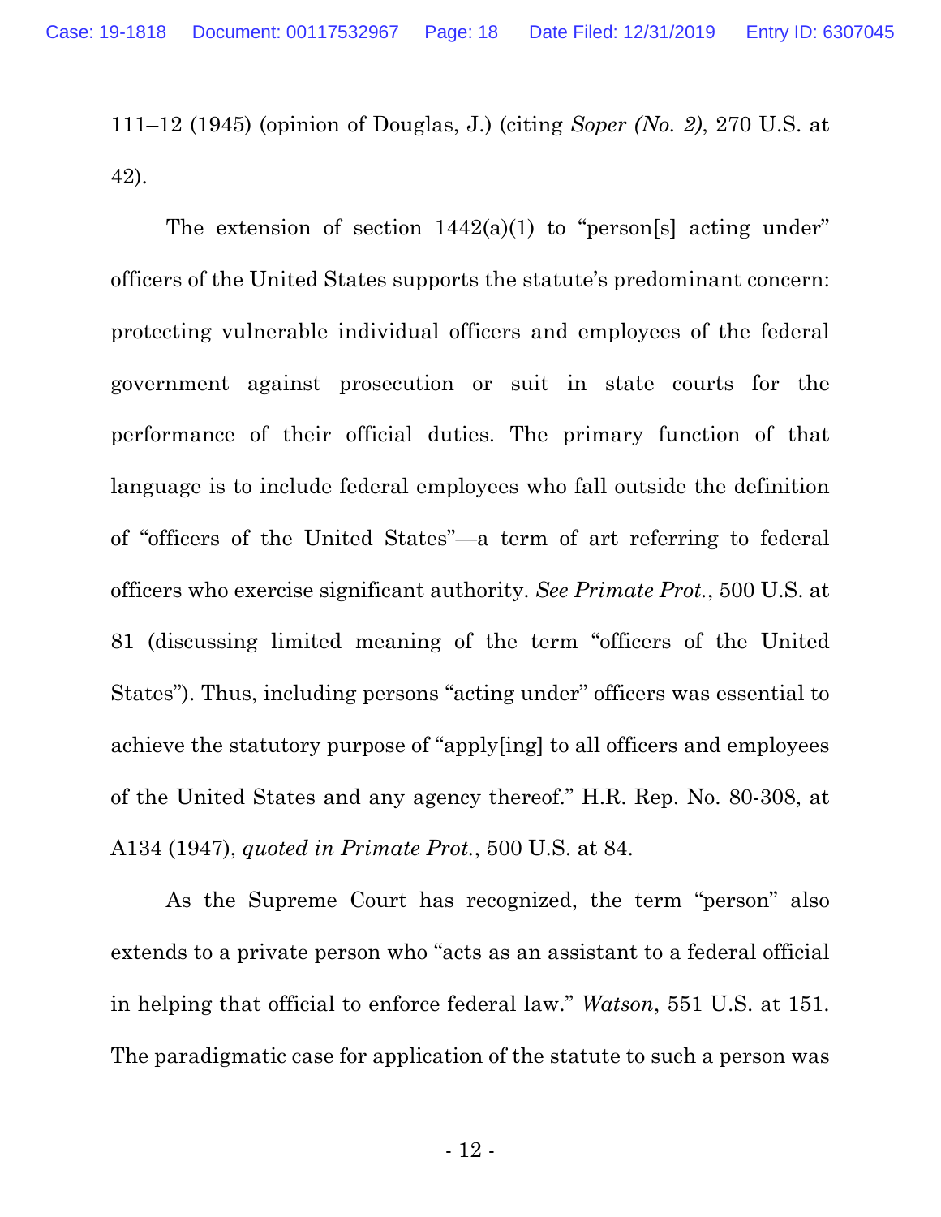111–12 (1945) (opinion of Douglas, J.) (citing *Soper (No. 2)*, 270 U.S. at 42).

The extension of section 1442(a)(1) to "person[s] acting under" officers of the United States supports the statute's predominant concern: protecting vulnerable individual officers and employees of the federal government against prosecution or suit in state courts for the performance of their official duties. The primary function of that language is to include federal employees who fall outside the definition of "officers of the United States"—a term of art referring to federal officers who exercise significant authority. *See Primate Prot.*, 500 U.S. at 81 (discussing limited meaning of the term "officers of the United States"). Thus, including persons "acting under" officers was essential to achieve the statutory purpose of "apply[ing] to all officers and employees of the United States and any agency thereof." H.R. Rep. No. 80-308, at A134 (1947), *quoted in Primate Prot.*, 500 U.S. at 84.

As the Supreme Court has recognized, the term "person" also extends to a private person who "acts as an assistant to a federal official in helping that official to enforce federal law." *Watson*, 551 U.S. at 151. The paradigmatic case for application of the statute to such a person was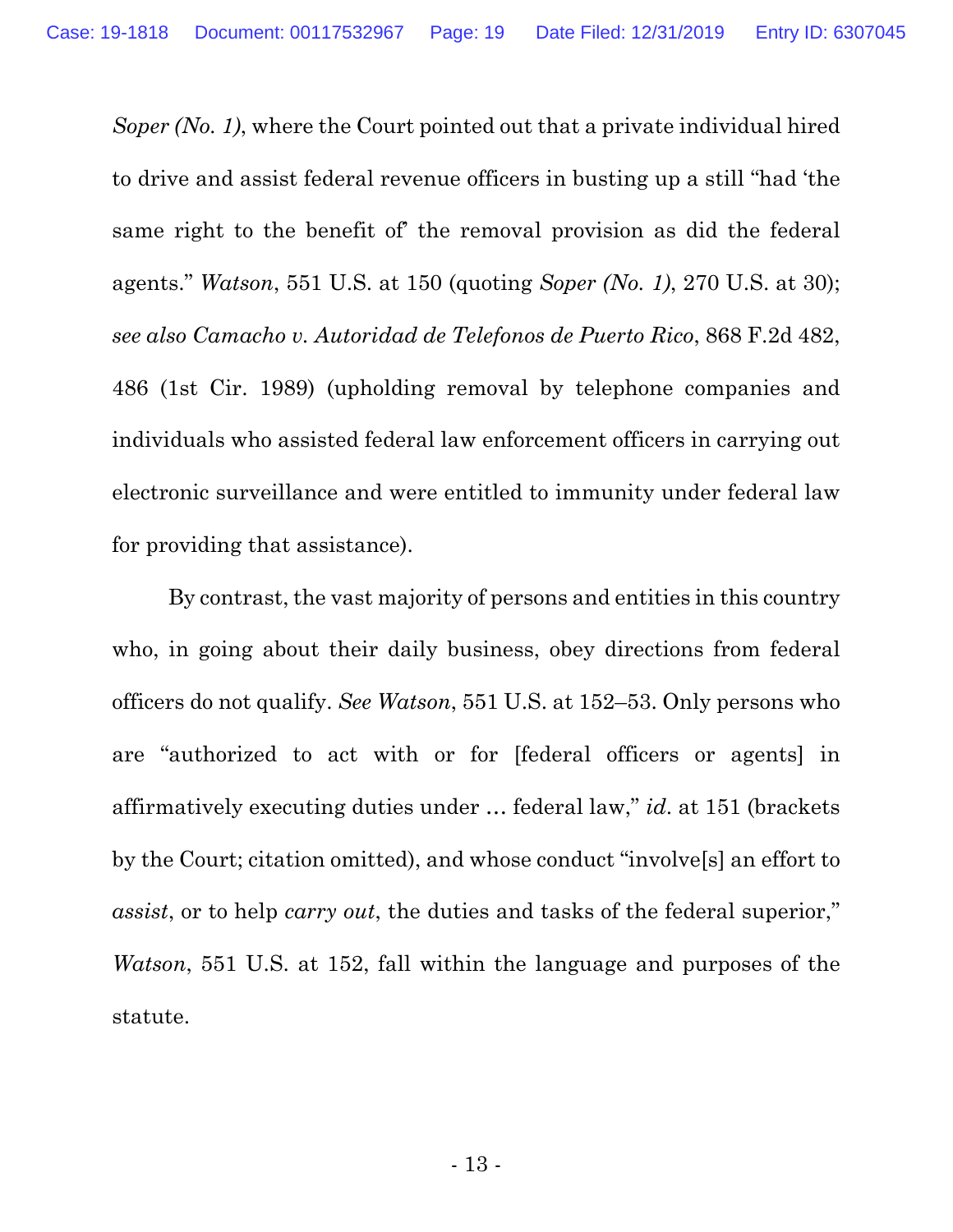*Soper (No. 1)*, where the Court pointed out that a private individual hired to drive and assist federal revenue officers in busting up a still "had 'the same right to the benefit of' the removal provision as did the federal agents." *Watson*, 551 U.S. at 150 (quoting *Soper (No. 1)*, 270 U.S. at 30); *see also Camacho v. Autoridad de Telefonos de Puerto Rico*, 868 F.2d 482, 486 (1st Cir. 1989) (upholding removal by telephone companies and individuals who assisted federal law enforcement officers in carrying out electronic surveillance and were entitled to immunity under federal law for providing that assistance).

By contrast, the vast majority of persons and entities in this country who, in going about their daily business, obey directions from federal officers do not qualify. *See Watson*, 551 U.S. at 152–53. Only persons who are "authorized to act with or for [federal officers or agents] in affirmatively executing duties under … federal law," *id.* at 151 (brackets by the Court; citation omitted), and whose conduct "involve[s] an effort to *assist*, or to help *carry out*, the duties and tasks of the federal superior," *Watson*, 551 U.S. at 152, fall within the language and purposes of the statute.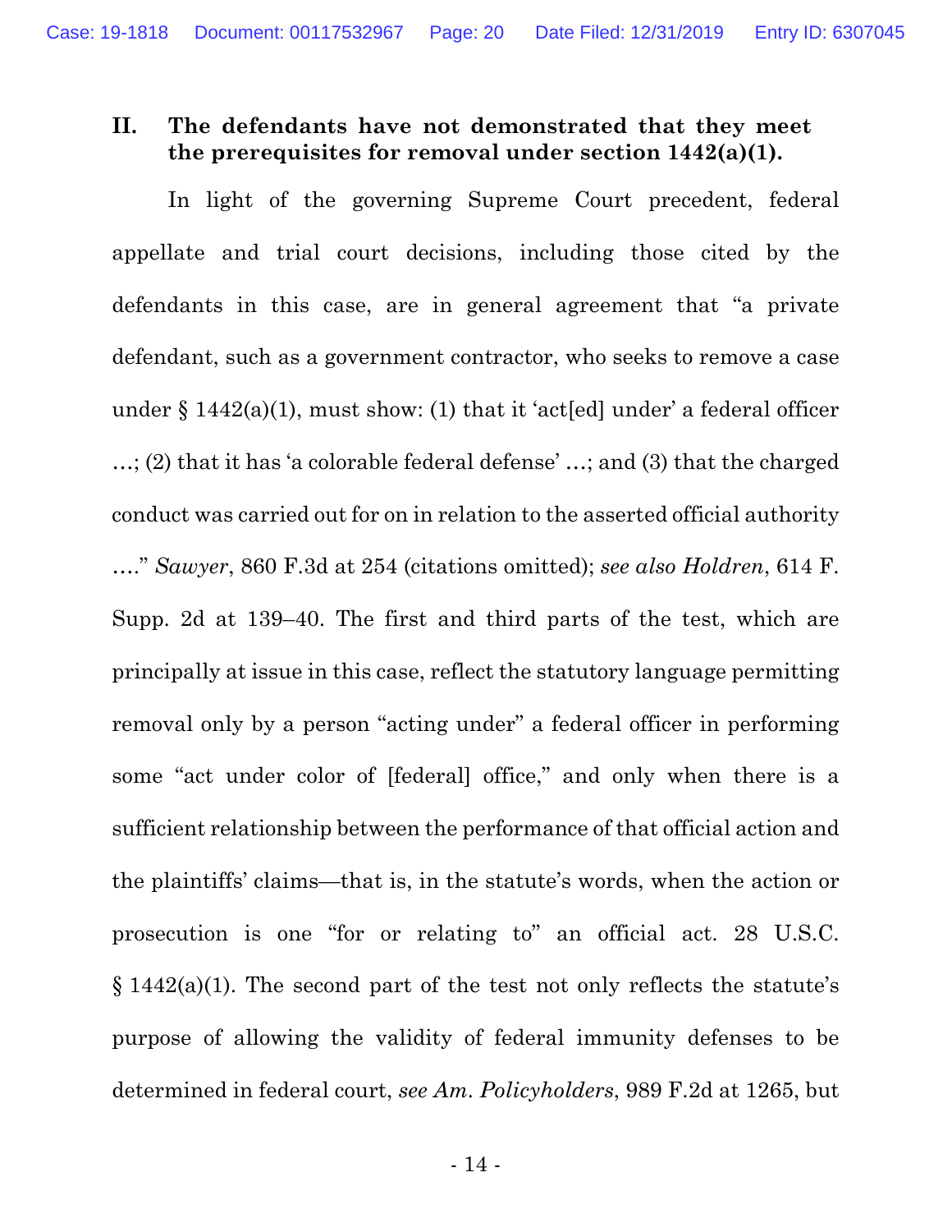## II. The defendants have not demonstrated that they meet the prerequisites for removal under section 1442(a)(1).

In light of the governing Supreme Court precedent, federal appellate and trial court decisions, including those cited by the defendants in this case, are in general agreement that "a private defendant, such as a government contractor, who seeks to remove a case under § 1442(a)(1), must show: (1) that it 'act[ed] under' a federal officer …; (2) that it has 'a colorable federal defense' …; and (3) that the charged conduct was carried out for on in relation to the asserted official authority …." *Sawyer*, 860 F.3d at 254 (citations omitted); *see also Holdren*, 614 F. Supp. 2d at 139–40. The first and third parts of the test, which are principally at issue in this case, reflect the statutory language permitting removal only by a person "acting under" a federal officer in performing some "act under color of [federal] office," and only when there is a sufficient relationship between the performance of that official action and the plaintiffs' claims—that is, in the statute's words, when the action or prosecution is one "for or relating to" an official act. 28 U.S.C. § 1442(a)(1). The second part of the test not only reflects the statute's purpose of allowing the validity of federal immunity defenses to be determined in federal court, *see Am. Policyholders*, 989 F.2d at 1265, but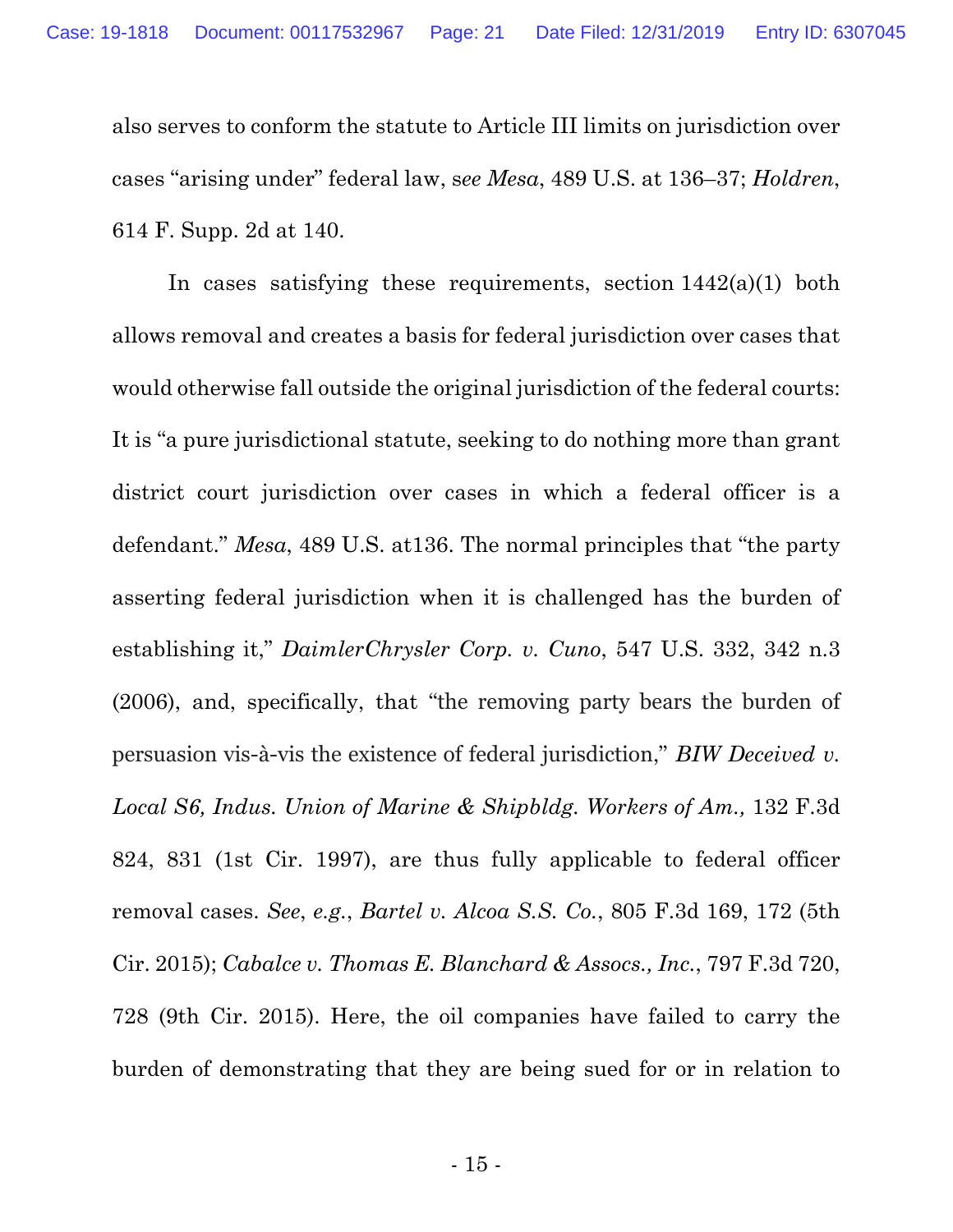also serves to conform the statute to Article III limits on jurisdiction over cases "arising under" federal law, s*ee Mesa*, 489 U.S. at 136–37; *Holdren*, 614 F. Supp. 2d at 140.

In cases satisfying these requirements, section 1442(a)(1) both allows removal and creates a basis for federal jurisdiction over cases that would otherwise fall outside the original jurisdiction of the federal courts: It is "a pure jurisdictional statute, seeking to do nothing more than grant district court jurisdiction over cases in which a federal officer is a defendant." *Mesa*, 489 U.S. at136. The normal principles that "the party asserting federal jurisdiction when it is challenged has the burden of establishing it," *DaimlerChrysler Corp. v. Cuno*, 547 U.S. 332, 342 n.3 (2006), and, specifically, that "the removing party bears the burden of persuasion vis-à-vis the existence of federal jurisdiction," *BIW Deceived v. Local S6, Indus. Union of Marine & Shipbldg. Workers of Am.,* 132 F.3d 824, 831 (1st Cir. 1997), are thus fully applicable to federal officer removal cases. *See*, *e.g.*, *Bartel v. Alcoa S.S. Co.*, 805 F.3d 169, 172 (5th Cir. 2015); *Cabalce v. Thomas E. Blanchard & Assocs., Inc.*, 797 F.3d 720, 728 (9th Cir. 2015). Here, the oil companies have failed to carry the burden of demonstrating that they are being sued for or in relation to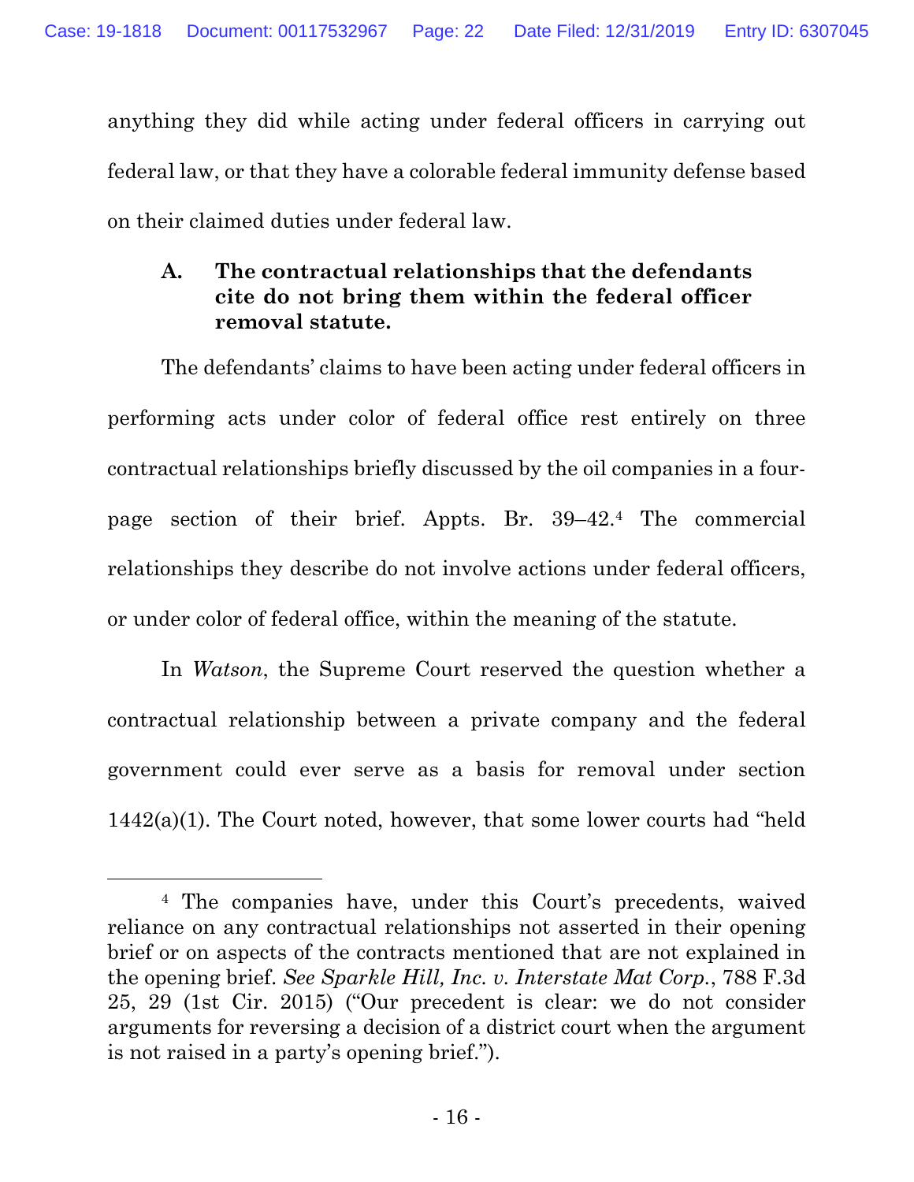anything they did while acting under federal officers in carrying out federal law, or that they have a colorable federal immunity defense based on their claimed duties under federal law.

### A. The contractual relationships that the defendants cite do not bring them within the federal officer removal statute.

The defendants' claims to have been acting under federal officers in performing acts under color of federal office rest entirely on three contractual relationships briefly discussed by the oil companies in a four-page section of their brief. Appts. Br. 39–42.[4] The commercial relationships they describe do not involve actions under federal officers, or under color of federal office, within the meaning of the statute.

In *Watson*, the Supreme Court reserved the question whether a contractual relationship between a private company and the federal government could ever serve as a basis for removal under section 1442(a)(1). The Court noted, however, that some lower courts had "held

---

[4] The companies have, under this Court's precedents, waived reliance on any contractual relationships not asserted in their opening brief or on aspects of the contracts mentioned that are not explained in the opening brief. *See Sparkle Hill, Inc. v. Interstate Mat Corp.*, 788 F.3d 25, 29 (1st Cir. 2015) ("Our precedent is clear: we do not consider arguments for reversing a decision of a district court when the argument is not raised in a party's opening brief.").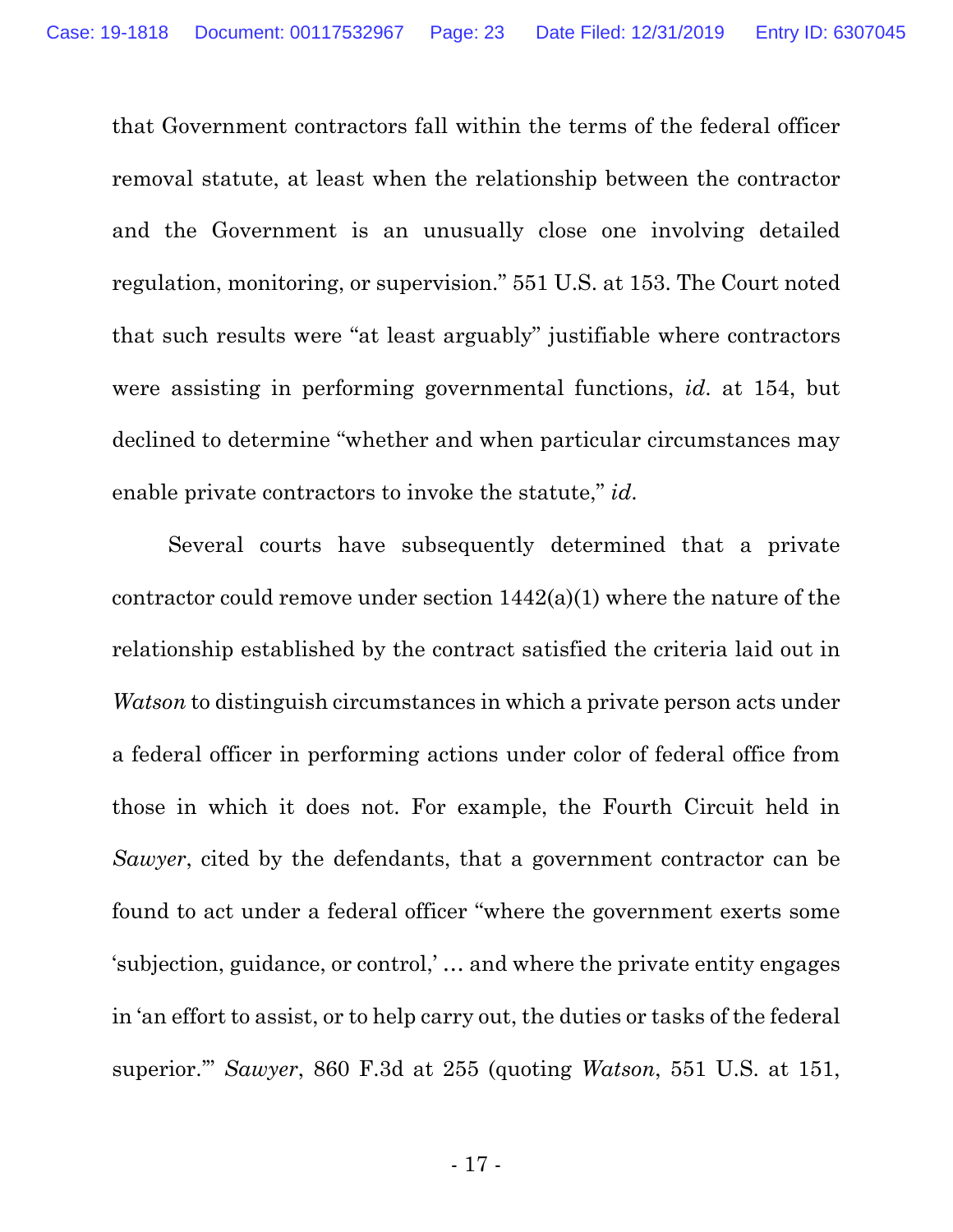that Government contractors fall within the terms of the federal officer removal statute, at least when the relationship between the contractor and the Government is an unusually close one involving detailed regulation, monitoring, or supervision." 551 U.S. at 153. The Court noted that such results were "at least arguably" justifiable where contractors were assisting in performing governmental functions, *id.* at 154, but declined to determine "whether and when particular circumstances may enable private contractors to invoke the statute," *id.*

Several courts have subsequently determined that a private contractor could remove under section 1442(a)(1) where the nature of the relationship established by the contract satisfied the criteria laid out in *Watson* to distinguish circumstances in which a private person acts under a federal officer in performing actions under color of federal office from those in which it does not. For example, the Fourth Circuit held in *Sawyer*, cited by the defendants, that a government contractor can be found to act under a federal officer "where the government exerts some 'subjection, guidance, or control,' … and where the private entity engages in 'an effort to assist, or to help carry out, the duties or tasks of the federal superior.'" *Sawyer*, 860 F.3d at 255 (quoting *Watson*, 551 U.S. at 151,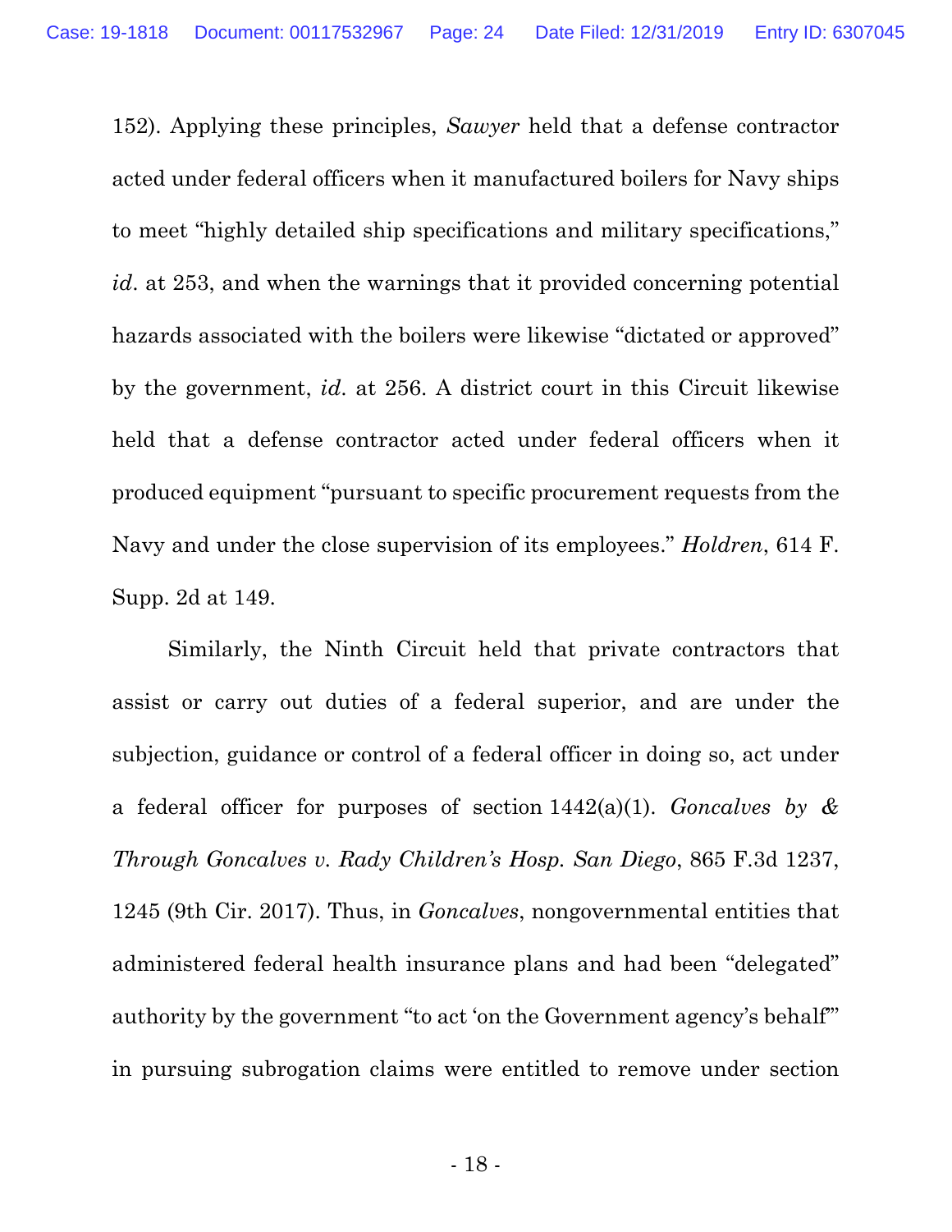152). Applying these principles, *Sawyer* held that a defense contractor acted under federal officers when it manufactured boilers for Navy ships to meet "highly detailed ship specifications and military specifications," *id*. at 253, and when the warnings that it provided concerning potential hazards associated with the boilers were likewise "dictated or approved" by the government, *id*. at 256. A district court in this Circuit likewise held that a defense contractor acted under federal officers when it produced equipment "pursuant to specific procurement requests from the Navy and under the close supervision of its employees." *Holdren*, 614 F. Supp. 2d at 149.

Similarly, the Ninth Circuit held that private contractors that assist or carry out duties of a federal superior, and are under the subjection, guidance or control of a federal officer in doing so, act under a federal officer for purposes of section 1442(a)(1). *Goncalves by & Through Goncalves v. Rady Children's Hosp. San Diego*, 865 F.3d 1237, 1245 (9th Cir. 2017). Thus, in *Goncalves*, nongovernmental entities that administered federal health insurance plans and had been "delegated" authority by the government "to act 'on the Government agency's behalf'" in pursuing subrogation claims were entitled to remove under section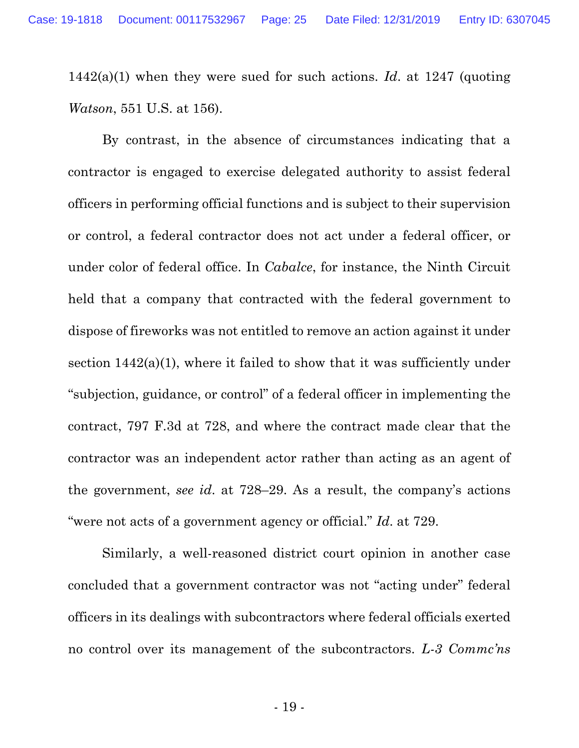1442(a)(1) when they were sued for such actions. *Id*. at 1247 (quoting *Watson*, 551 U.S. at 156).

By contrast, in the absence of circumstances indicating that a contractor is engaged to exercise delegated authority to assist federal officers in performing official functions and is subject to their supervision or control, a federal contractor does not act under a federal officer, or under color of federal office. In *Cabalce*, for instance, the Ninth Circuit held that a company that contracted with the federal government to dispose of fireworks was not entitled to remove an action against it under section 1442(a)(1), where it failed to show that it was sufficiently under "subjection, guidance, or control" of a federal officer in implementing the contract, 797 F.3d at 728, and where the contract made clear that the contractor was an independent actor rather than acting as an agent of the government, *see id*. at 728–29. As a result, the company's actions "were not acts of a government agency or official." *Id*. at 729.

Similarly, a well-reasoned district court opinion in another case concluded that a government contractor was not "acting under" federal officers in its dealings with subcontractors where federal officials exerted no control over its management of the subcontractors. *L-3 Commc'ns*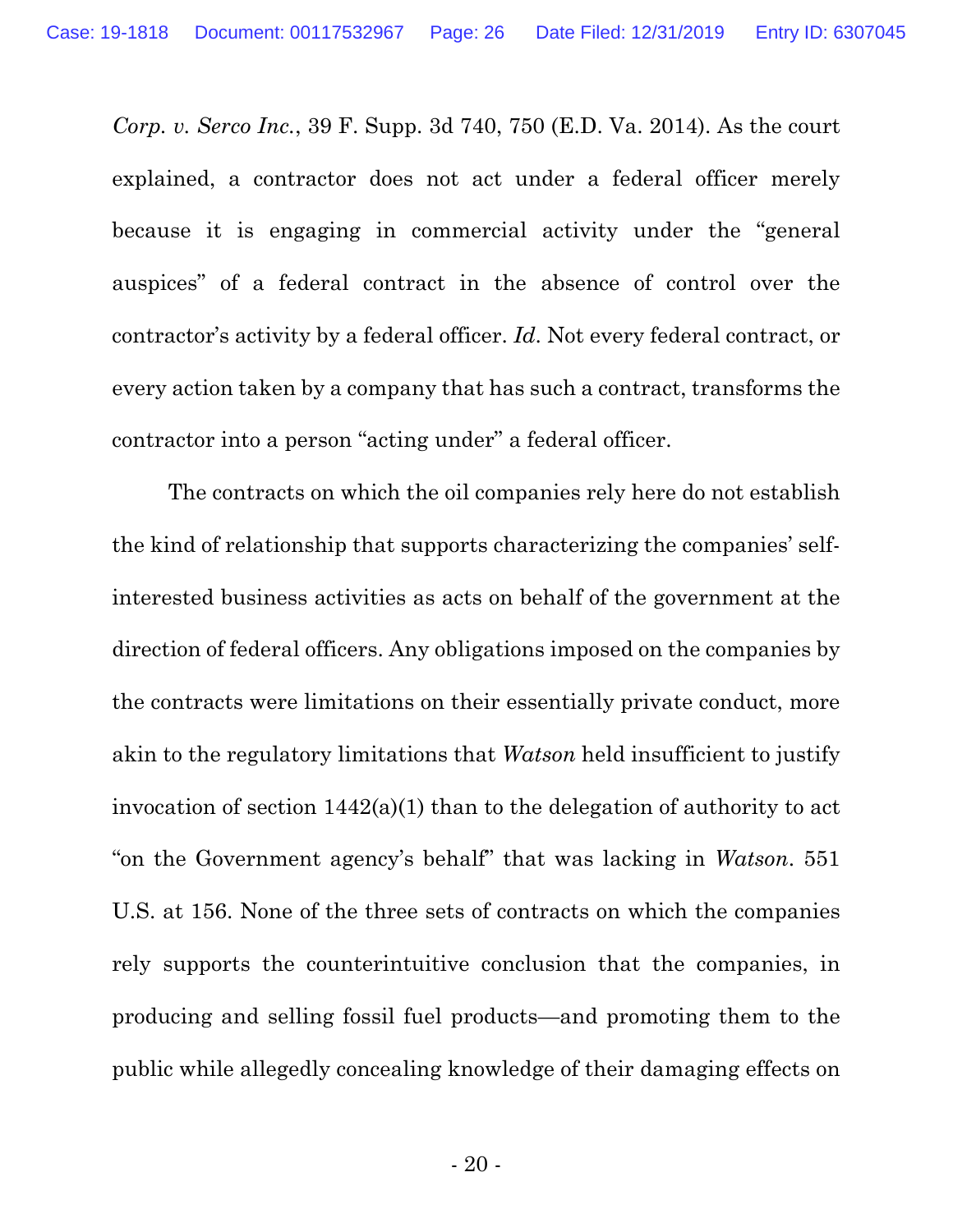*Corp. v. Serco Inc.*, 39 F. Supp. 3d 740, 750 (E.D. Va. 2014). As the court explained, a contractor does not act under a federal officer merely because it is engaging in commercial activity under the "general auspices" of a federal contract in the absence of control over the contractor's activity by a federal officer. *Id*. Not every federal contract, or every action taken by a company that has such a contract, transforms the contractor into a person "acting under" a federal officer.

The contracts on which the oil companies rely here do not establish the kind of relationship that supports characterizing the companies' self-interested business activities as acts on behalf of the government at the direction of federal officers. Any obligations imposed on the companies by the contracts were limitations on their essentially private conduct, more akin to the regulatory limitations that *Watson* held insufficient to justify invocation of section 1442(a)(1) than to the delegation of authority to act "on the Government agency's behalf" that was lacking in *Watson*. 551 U.S. at 156. None of the three sets of contracts on which the companies rely supports the counterintuitive conclusion that the companies, in producing and selling fossil fuel products—and promoting them to the public while allegedly concealing knowledge of their damaging effects on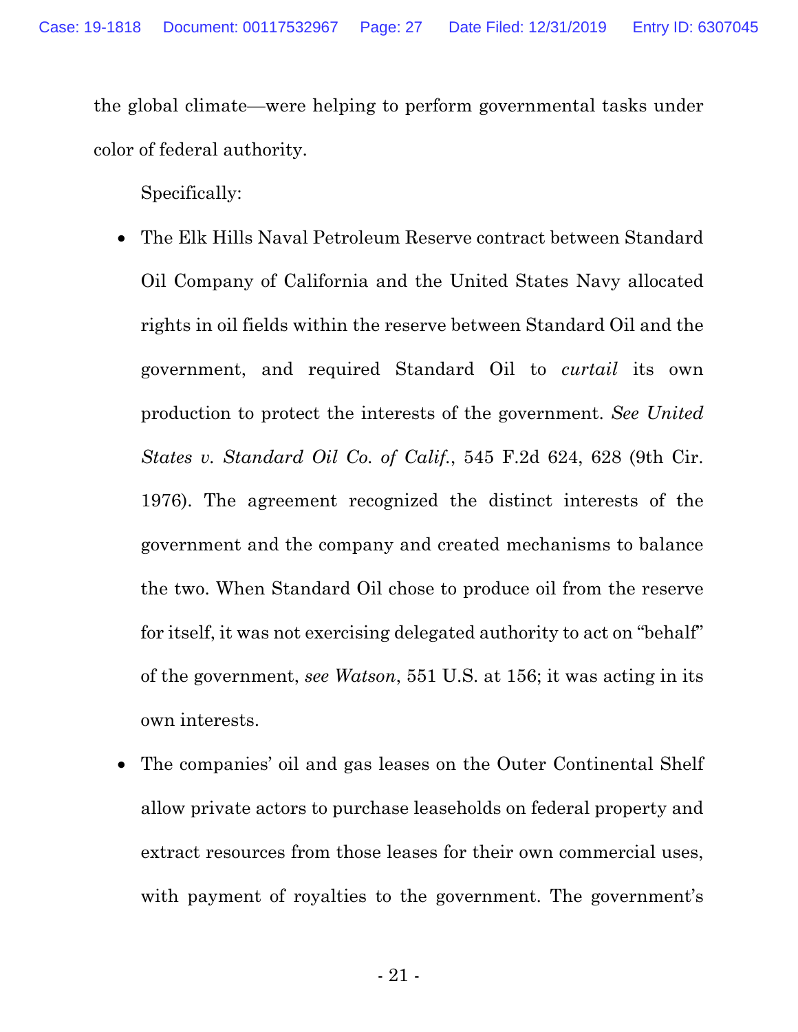the global climate—were helping to perform governmental tasks under color of federal authority.

Specifically:

- The Elk Hills Naval Petroleum Reserve contract between Standard Oil Company of California and the United States Navy allocated rights in oil fields within the reserve between Standard Oil and the government, and required Standard Oil to *curtail* its own production to protect the interests of the government. *See United States v. Standard Oil Co. of Calif.*, 545 F.2d 624, 628 (9th Cir. 1976). The agreement recognized the distinct interests of the government and the company and created mechanisms to balance the two. When Standard Oil chose to produce oil from the reserve for itself, it was not exercising delegated authority to act on "behalf" of the government, *see Watson*, 551 U.S. at 156; it was acting in its own interests.
- The companies' oil and gas leases on the Outer Continental Shelf allow private actors to purchase leaseholds on federal property and extract resources from those leases for their own commercial uses, with payment of royalties to the government. The government's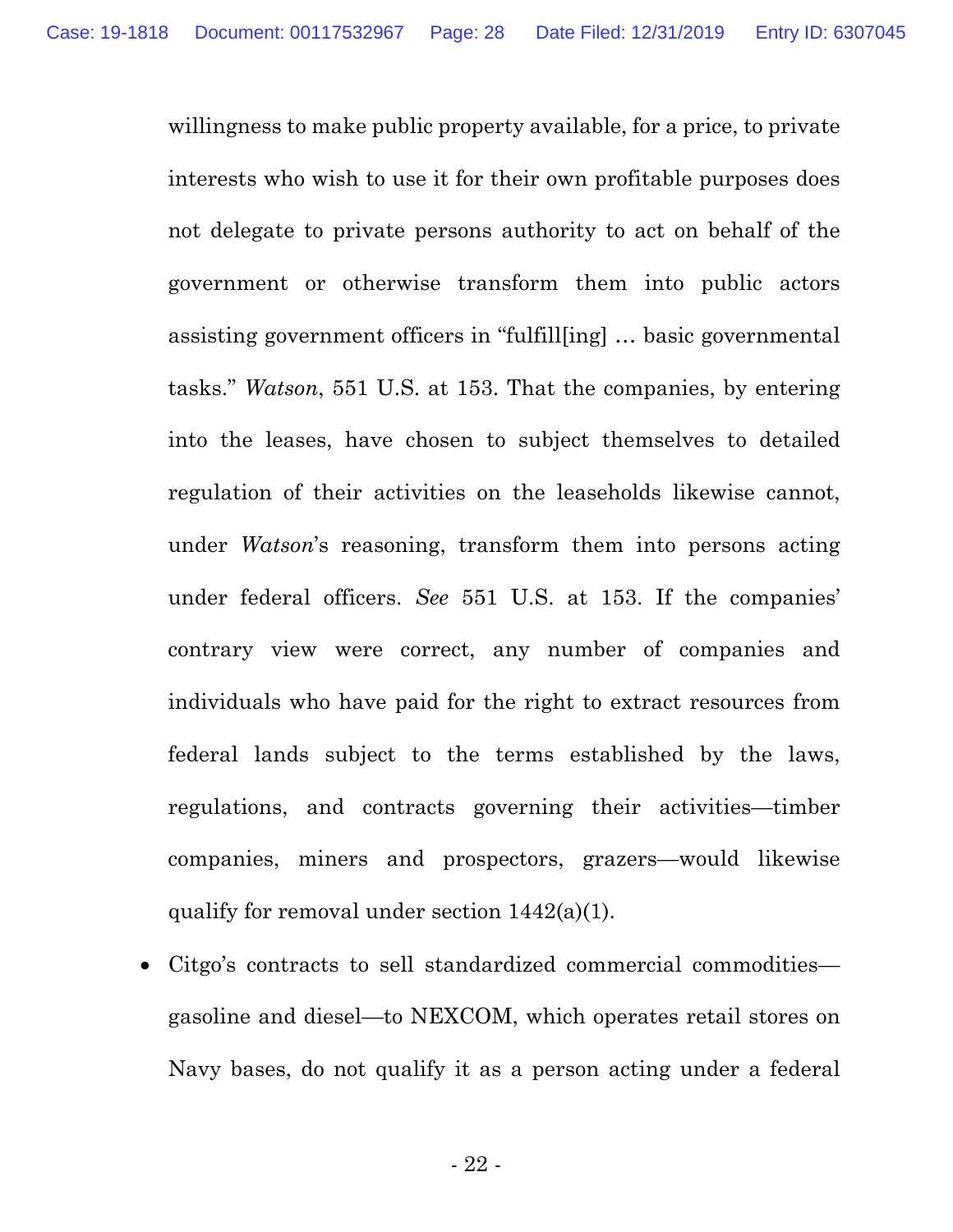willingness to make public property available, for a price, to private interests who wish to use it for their own profitable purposes does not delegate to private persons authority to act on behalf of the government or otherwise transform them into public actors assisting government officers in "fulfill[ing] … basic governmental tasks." *Watson*, 551 U.S. at 153. That the companies, by entering into the leases, have chosen to subject themselves to detailed regulation of their activities on the leaseholds likewise cannot, under *Watson*'s reasoning, transform them into persons acting under federal officers. *See* 551 U.S. at 153. If the companies' contrary view were correct, any number of companies and individuals who have paid for the right to extract resources from federal lands subject to the terms established by the laws, regulations, and contracts governing their activities—timber companies, miners and prospectors, grazers—would likewise qualify for removal under section 1442(a)(1).

- Citgo's contracts to sell standardized commercial commodities—gasoline and diesel—to NEXCOM, which operates retail stores on Navy bases, do not qualify it as a person acting under a federal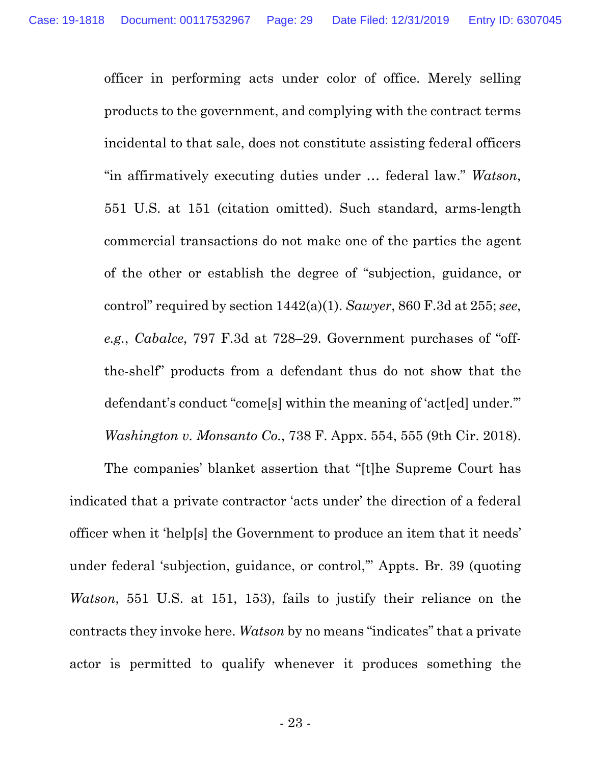officer in performing acts under color of office. Merely selling products to the government, and complying with the contract terms incidental to that sale, does not constitute assisting federal officers "in affirmatively executing duties under … federal law." *Watson*, 551 U.S. at 151 (citation omitted). Such standard, arms-length commercial transactions do not make one of the parties the agent of the other or establish the degree of "subjection, guidance, or control" required by section 1442(a)(1). *Sawyer*, 860 F.3d at 255; *see, e.g.*, *Cabalce*, 797 F.3d at 728–29. Government purchases of "off-the-shelf" products from a defendant thus do not show that the defendant's conduct "come[s] within the meaning of 'act[ed] under.'" *Washington v. Monsanto Co.*, 738 F. Appx. 554, 555 (9th Cir. 2018).

The companies' blanket assertion that "[t]he Supreme Court has indicated that a private contractor 'acts under' the direction of a federal officer when it 'help[s] the Government to produce an item that it needs' under federal 'subjection, guidance, or control,'" Appts. Br. 39 (quoting *Watson*, 551 U.S. at 151, 153), fails to justify their reliance on the contracts they invoke here. *Watson* by no means "indicates" that a private actor is permitted to qualify whenever it produces something the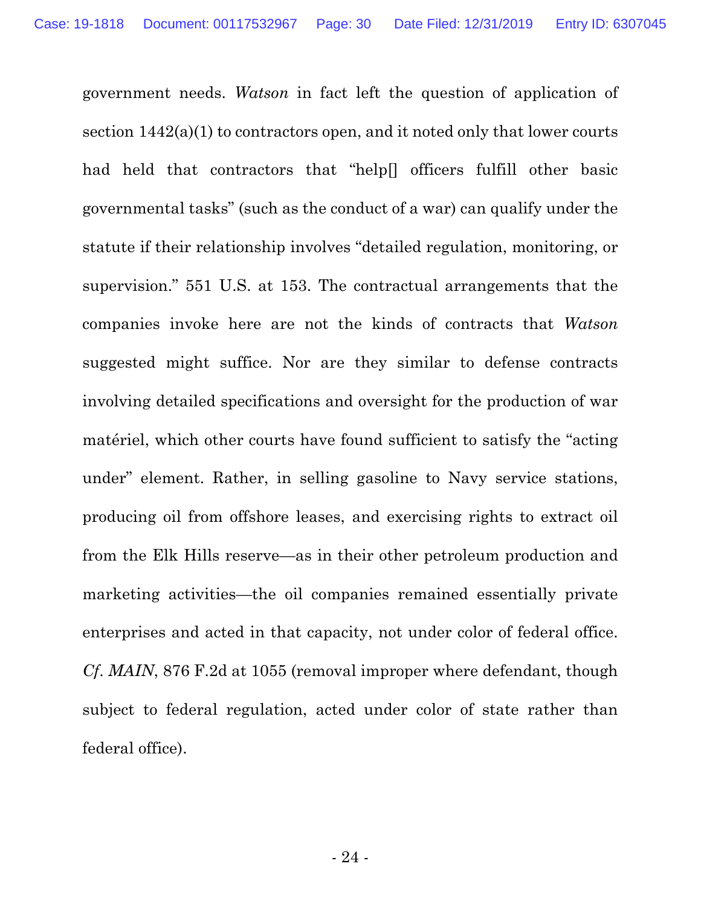government needs. *Watson* in fact left the question of application of section 1442(a)(1) to contractors open, and it noted only that lower courts had held that contractors that "help[] officers fulfill other basic governmental tasks" (such as the conduct of a war) can qualify under the statute if their relationship involves "detailed regulation, monitoring, or supervision." 551 U.S. at 153. The contractual arrangements that the companies invoke here are not the kinds of contracts that *Watson* suggested might suffice. Nor are they similar to defense contracts involving detailed specifications and oversight for the production of war matériel, which other courts have found sufficient to satisfy the "acting under" element. Rather, in selling gasoline to Navy service stations, producing oil from offshore leases, and exercising rights to extract oil from the Elk Hills reserve—as in their other petroleum production and marketing activities—the oil companies remained essentially private enterprises and acted in that capacity, not under color of federal office. *Cf*. *MAIN*, 876 F.2d at 1055 (removal improper where defendant, though subject to federal regulation, acted under color of state rather than federal office).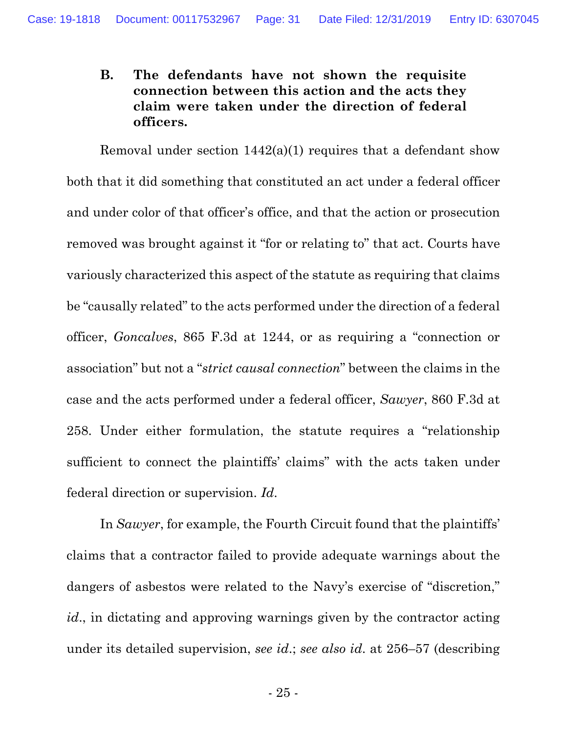### B. The defendants have not shown the requisite connection between this action and the acts they claim were taken under the direction of federal officers.

Removal under section 1442(a)(1) requires that a defendant show both that it did something that constituted an act under a federal officer and under color of that officer's office, and that the action or prosecution removed was brought against it "for or relating to" that act. Courts have variously characterized this aspect of the statute as requiring that claims be "causally related" to the acts performed under the direction of a federal officer, *Goncalves*, 865 F.3d at 1244, or as requiring a "connection or association" but not a "*strict causal connection*" between the claims in the case and the acts performed under a federal officer, *Sawyer*, 860 F.3d at 258. Under either formulation, the statute requires a "relationship sufficient to connect the plaintiffs' claims" with the acts taken under federal direction or supervision. *Id.*

In *Sawyer*, for example, the Fourth Circuit found that the plaintiffs' claims that a contractor failed to provide adequate warnings about the dangers of asbestos were related to the Navy's exercise of "discretion," *id.*, in dictating and approving warnings given by the contractor acting under its detailed supervision, *see id.*; *see also id.* at 256–57 (describing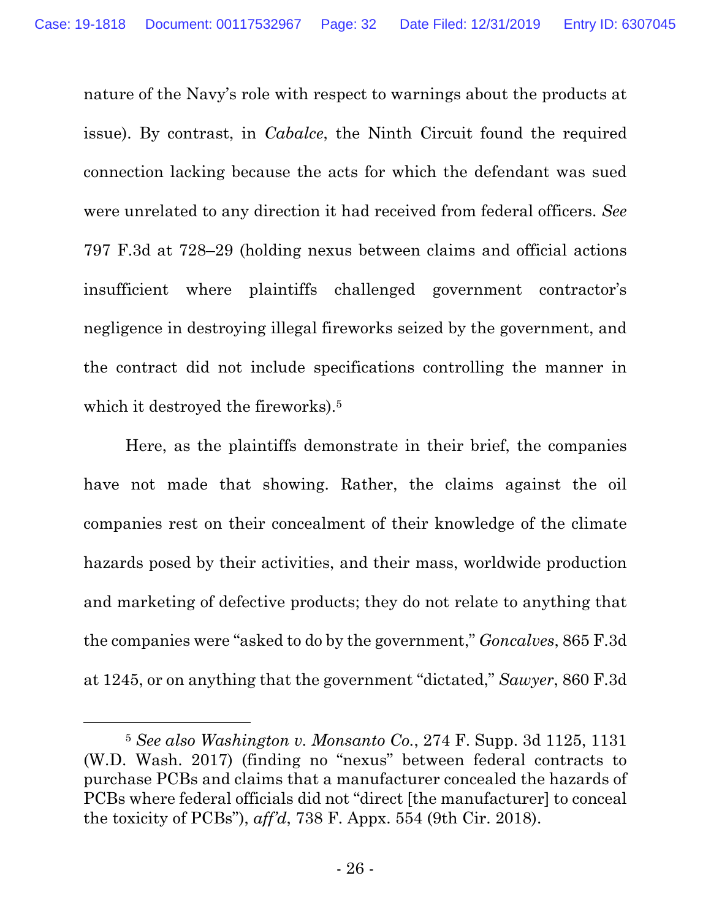nature of the Navy's role with respect to warnings about the products at issue). By contrast, in *Cabalce*, the Ninth Circuit found the required connection lacking because the acts for which the defendant was sued were unrelated to any direction it had received from federal officers. *See* 797 F.3d at 728–29 (holding nexus between claims and official actions insufficient where plaintiffs challenged government contractor's negligence in destroying illegal fireworks seized by the government, and the contract did not include specifications controlling the manner in which it destroyed the fireworks).[5]

Here, as the plaintiffs demonstrate in their brief, the companies have not made that showing. Rather, the claims against the oil companies rest on their concealment of their knowledge of the climate hazards posed by their activities, and their mass, worldwide production and marketing of defective products; they do not relate to anything that the companies were "asked to do by the government," *Goncalves*, 865 F.3d at 1245, or on anything that the government "dictated," *Sawyer*, 860 F.3d

[5] *See also Washington v. Monsanto Co.*, 274 F. Supp. 3d 1125, 1131 (W.D. Wash. 2017) (finding no "nexus" between federal contracts to purchase PCBs and claims that a manufacturer concealed the hazards of PCBs where federal officials did not "direct [the manufacturer] to conceal the toxicity of PCBs"), *aff'd*, 738 F. Appx. 554 (9th Cir. 2018).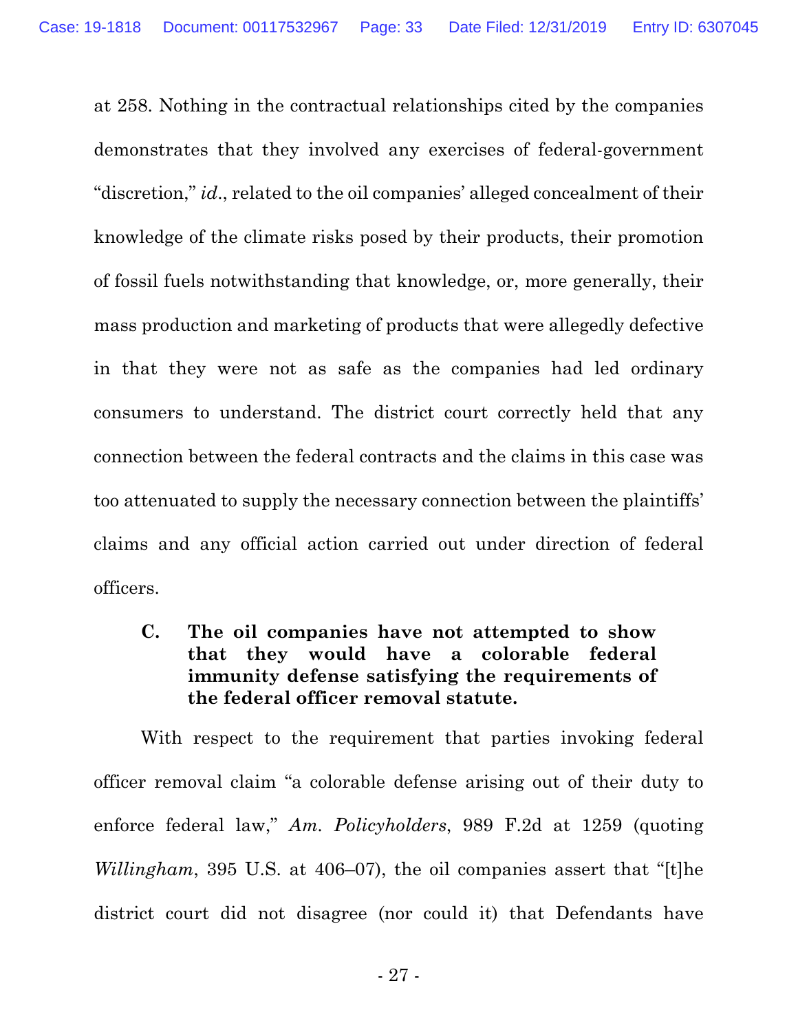at 258. Nothing in the contractual relationships cited by the companies demonstrates that they involved any exercises of federal-government "discretion," *id*., related to the oil companies' alleged concealment of their knowledge of the climate risks posed by their products, their promotion of fossil fuels notwithstanding that knowledge, or, more generally, their mass production and marketing of products that were allegedly defective in that they were not as safe as the companies had led ordinary consumers to understand. The district court correctly held that any connection between the federal contracts and the claims in this case was too attenuated to supply the necessary connection between the plaintiffs' claims and any official action carried out under direction of federal officers.

### C. The oil companies have not attempted to show that they would have a colorable federal immunity defense satisfying the requirements of the federal officer removal statute.

With respect to the requirement that parties invoking federal officer removal claim "a colorable defense arising out of their duty to enforce federal law," *Am. Policyholders*, 989 F.2d at 1259 (quoting *Willingham*, 395 U.S. at 406–07), the oil companies assert that "[t]he district court did not disagree (nor could it) that Defendants have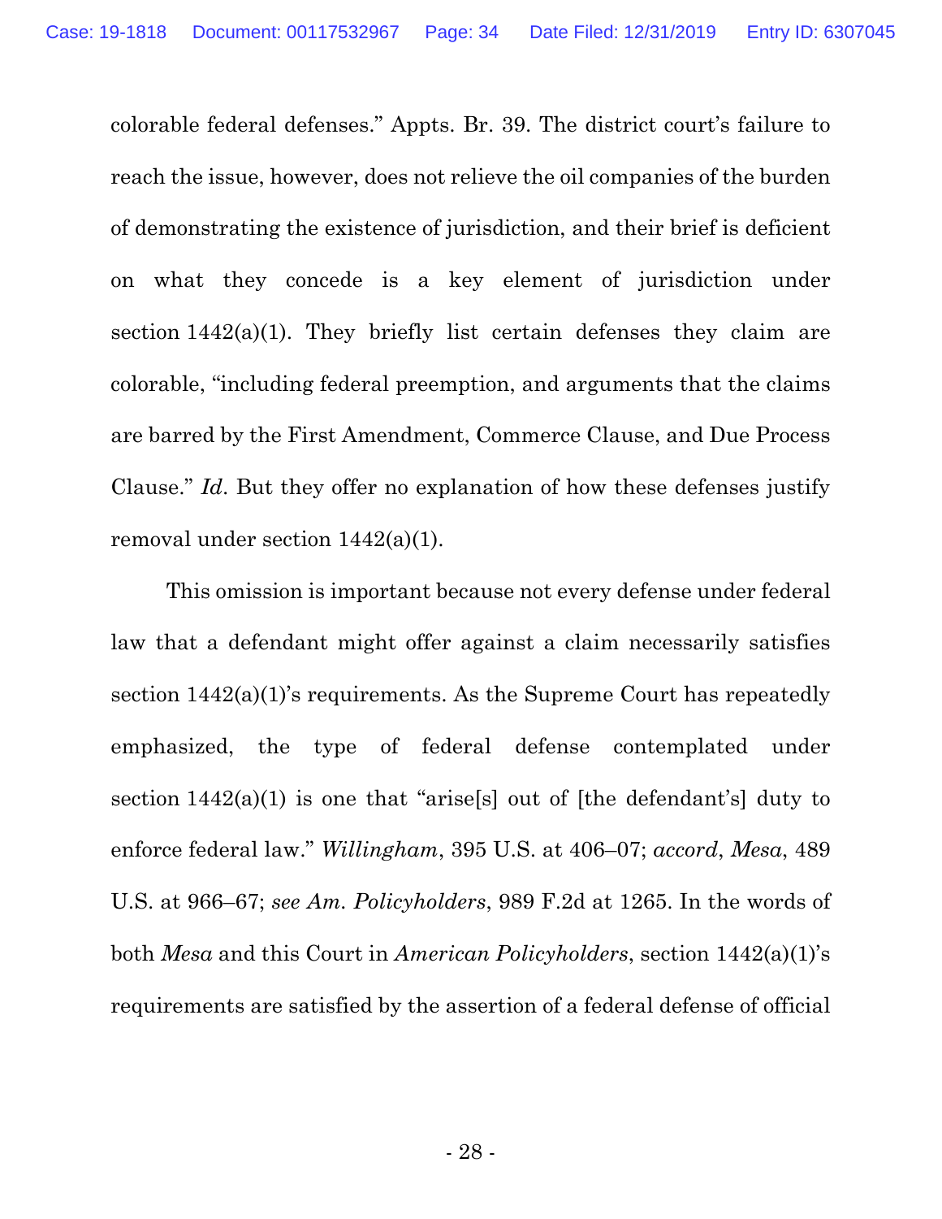colorable federal defenses." Appts. Br. 39. The district court's failure to reach the issue, however, does not relieve the oil companies of the burden of demonstrating the existence of jurisdiction, and their brief is deficient on what they concede is a key element of jurisdiction under section 1442(a)(1). They briefly list certain defenses they claim are colorable, "including federal preemption, and arguments that the claims are barred by the First Amendment, Commerce Clause, and Due Process Clause." *Id*. But they offer no explanation of how these defenses justify removal under section 1442(a)(1).

This omission is important because not every defense under federal law that a defendant might offer against a claim necessarily satisfies section 1442(a)(1)'s requirements. As the Supreme Court has repeatedly emphasized, the type of federal defense contemplated under section 1442(a)(1) is one that "arise[s] out of [the defendant's] duty to enforce federal law." *Willingham*, 395 U.S. at 406–07; *accord*, *Mesa*, 489 U.S. at 966–67; *see Am. Policyholders*, 989 F.2d at 1265. In the words of both *Mesa* and this Court in *American Policyholders*, section 1442(a)(1)'s requirements are satisfied by the assertion of a federal defense of official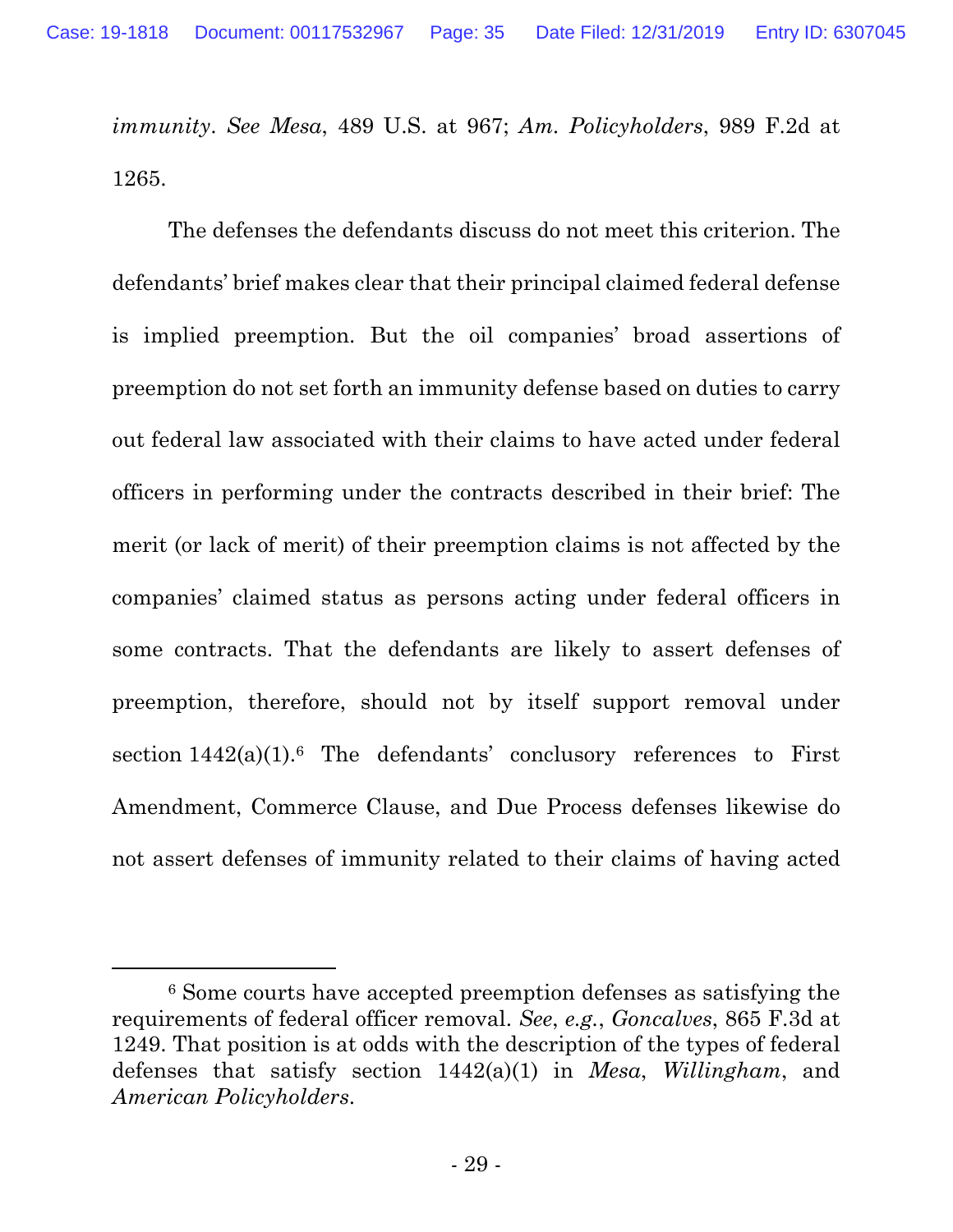*immunity*. *See Mesa*, 489 U.S. at 967; *Am. Policyholders*, 989 F.2d at 1265.

The defenses the defendants discuss do not meet this criterion. The defendants' brief makes clear that their principal claimed federal defense is implied preemption. But the oil companies' broad assertions of preemption do not set forth an immunity defense based on duties to carry out federal law associated with their claims to have acted under federal officers in performing under the contracts described in their brief: The merit (or lack of merit) of their preemption claims is not affected by the companies' claimed status as persons acting under federal officers in some contracts. That the defendants are likely to assert defenses of preemption, therefore, should not by itself support removal under section 1442(a)(1).[6] The defendants' conclusory references to First Amendment, Commerce Clause, and Due Process defenses likewise do not assert defenses of immunity related to their claims of having acted

[6] Some courts have accepted preemption defenses as satisfying the requirements of federal officer removal. *See*, *e.g.*, *Goncalves*, 865 F.3d at 1249. That position is at odds with the description of the types of federal defenses that satisfy section 1442(a)(1) in *Mesa*, *Willingham*, and *American Policyholders*.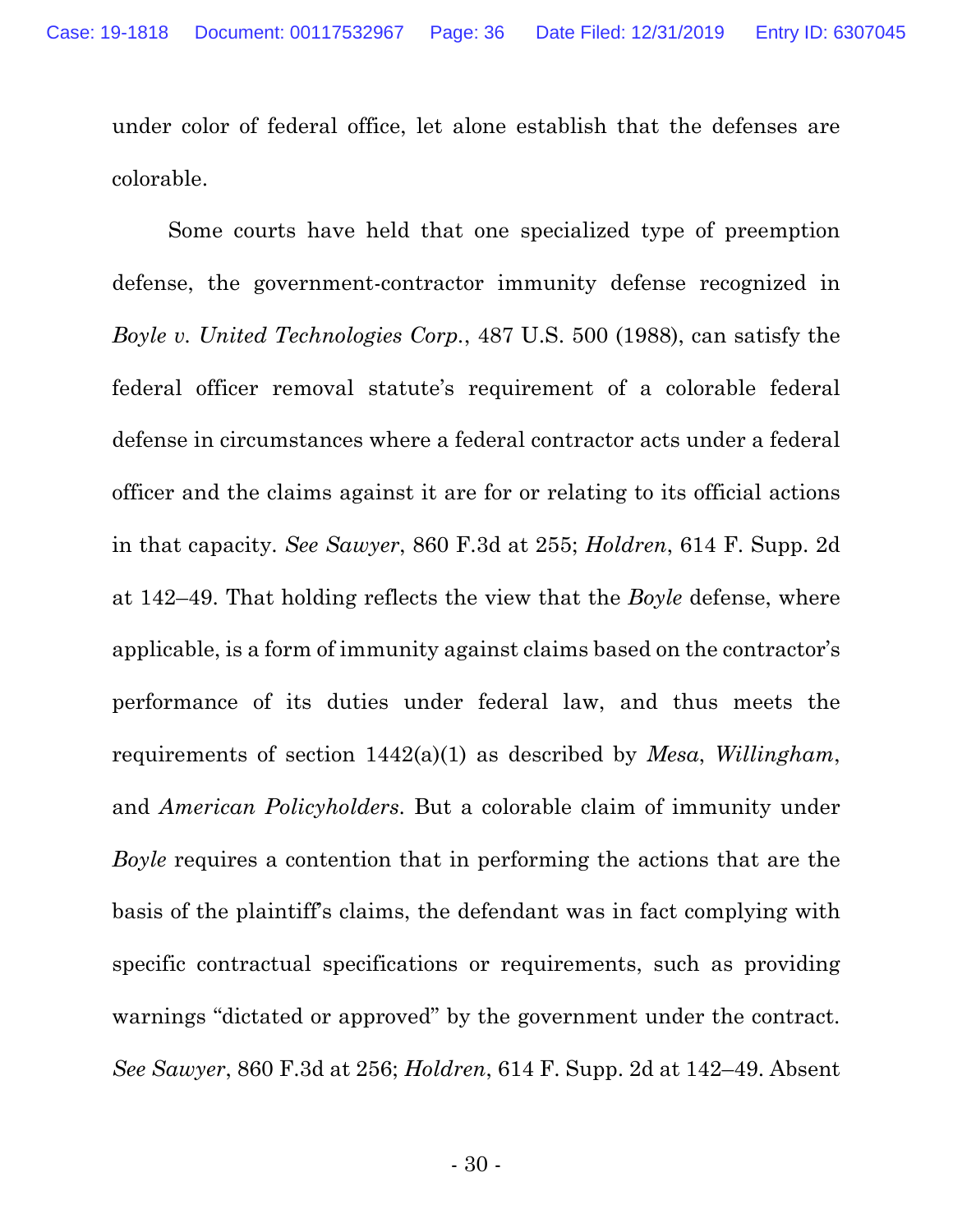under color of federal office, let alone establish that the defenses are colorable.

Some courts have held that one specialized type of preemption defense, the government-contractor immunity defense recognized in *Boyle v. United Technologies Corp.*, 487 U.S. 500 (1988), can satisfy the federal officer removal statute's requirement of a colorable federal defense in circumstances where a federal contractor acts under a federal officer and the claims against it are for or relating to its official actions in that capacity. *See Sawyer*, 860 F.3d at 255; *Holdren*, 614 F. Supp. 2d at 142–49. That holding reflects the view that the *Boyle* defense, where applicable, is a form of immunity against claims based on the contractor's performance of its duties under federal law, and thus meets the requirements of section 1442(a)(1) as described by *Mesa*, *Willingham*, and *American Policyholders*. But a colorable claim of immunity under *Boyle* requires a contention that in performing the actions that are the basis of the plaintiff's claims, the defendant was in fact complying with specific contractual specifications or requirements, such as providing warnings "dictated or approved" by the government under the contract. *See Sawyer*, 860 F.3d at 256; *Holdren*, 614 F. Supp. 2d at 142–49. Absent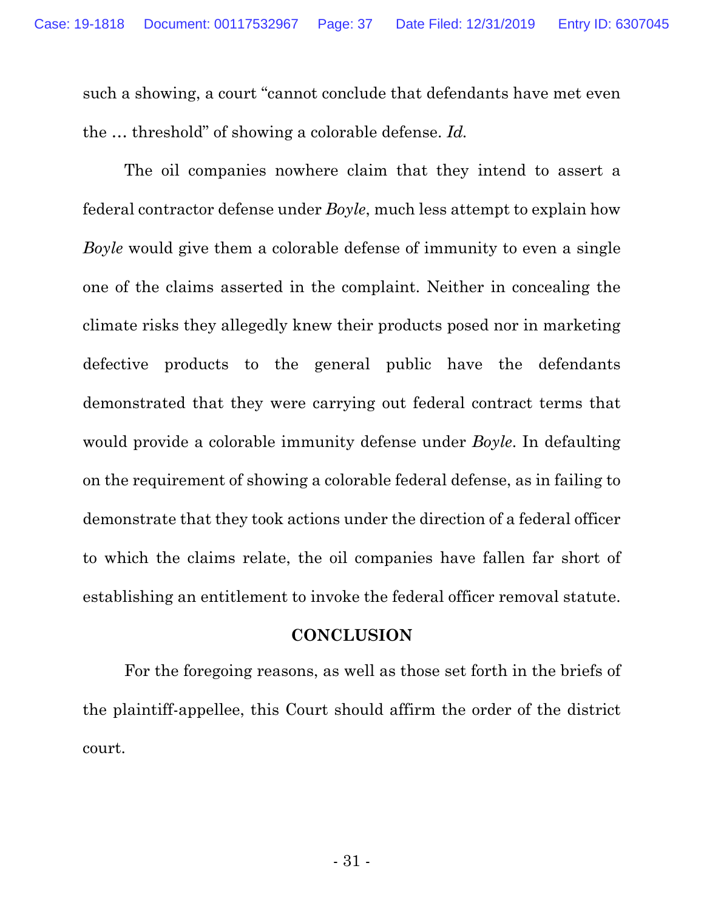such a showing, a court "cannot conclude that defendants have met even the … threshold" of showing a colorable defense. *Id.*

The oil companies nowhere claim that they intend to assert a federal contractor defense under *Boyle*, much less attempt to explain how *Boyle* would give them a colorable defense of immunity to even a single one of the claims asserted in the complaint. Neither in concealing the climate risks they allegedly knew their products posed nor in marketing defective products to the general public have the defendants demonstrated that they were carrying out federal contract terms that would provide a colorable immunity defense under *Boyle*. In defaulting on the requirement of showing a colorable federal defense, as in failing to demonstrate that they took actions under the direction of a federal officer to which the claims relate, the oil companies have fallen far short of establishing an entitlement to invoke the federal officer removal statute.

**CONCLUSION**

For the foregoing reasons, as well as those set forth in the briefs of the plaintiff-appellee, this Court should affirm the order of the district court.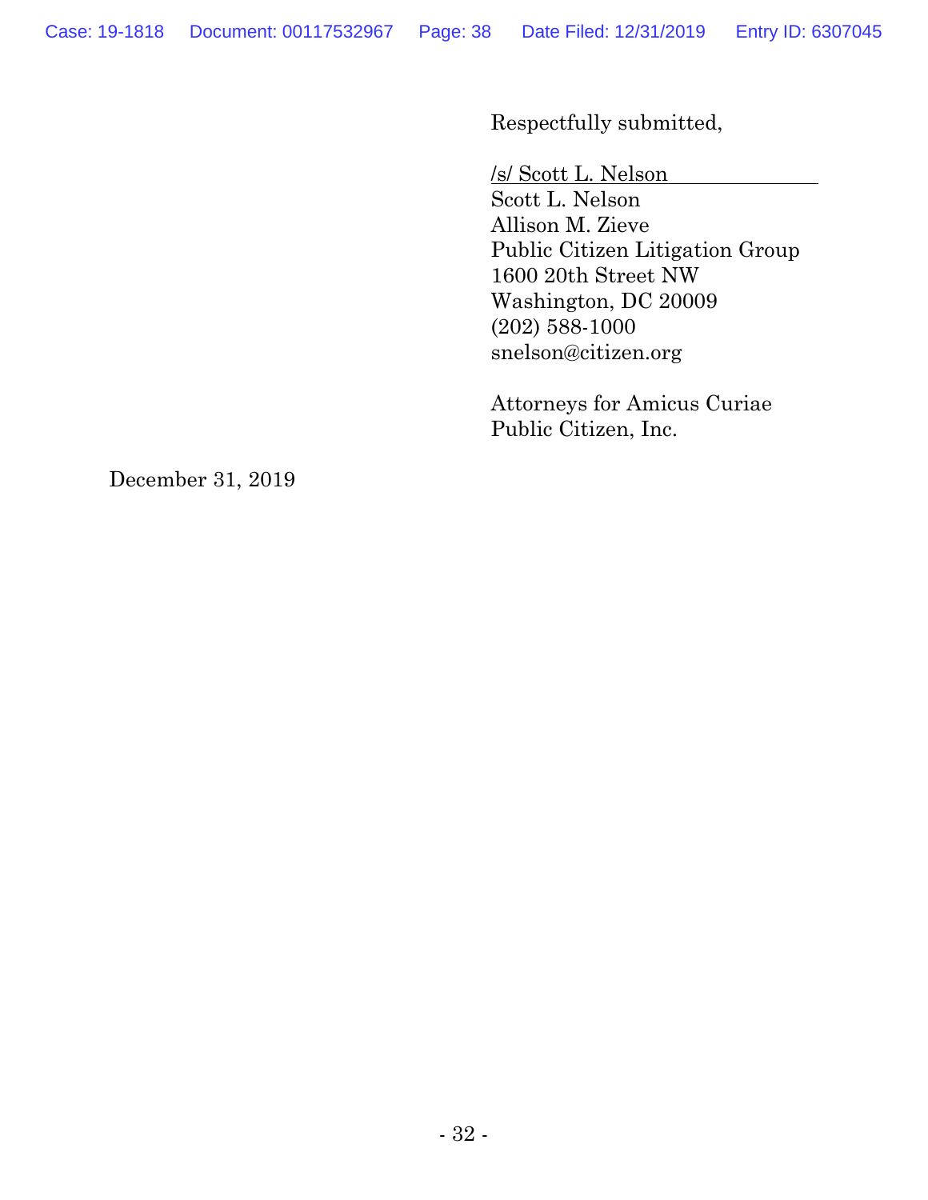Respectfully submitted,

/s/ Scott L. Nelson
Scott L. Nelson
Allison M. Zieve
Public Citizen Litigation Group
1600 20th Street NW
Washington, DC 20009
(202) 588-1000
snelson@citizen.org

Attorneys for Amicus Curiae
Public Citizen, Inc.

December 31, 2019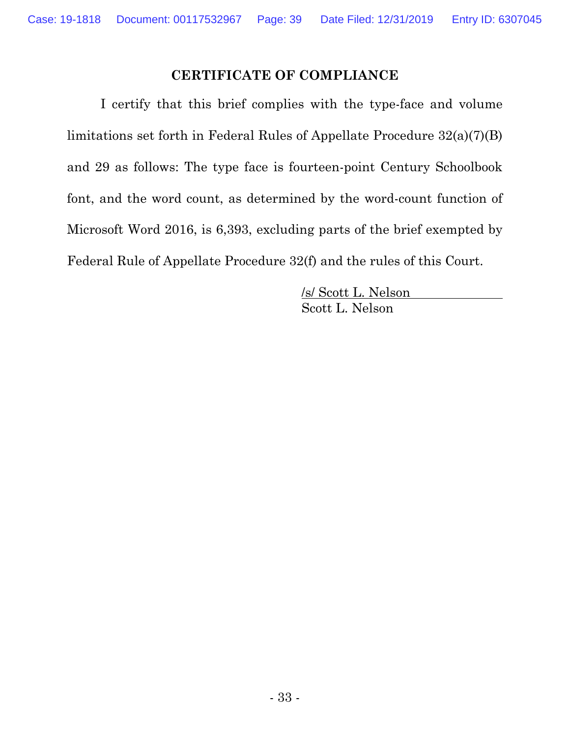**CERTIFICATE OF COMPLIANCE**

I certify that this brief complies with the type-face and volume limitations set forth in Federal Rules of Appellate Procedure 32(a)(7)(B) and 29 as follows: The type face is fourteen-point Century Schoolbook font, and the word count, as determined by the word-count function of Microsoft Word 2016, is 6,393, excluding parts of the brief exempted by Federal Rule of Appellate Procedure 32(f) and the rules of this Court.

/s/ Scott L. Nelson
Scott L. Nelson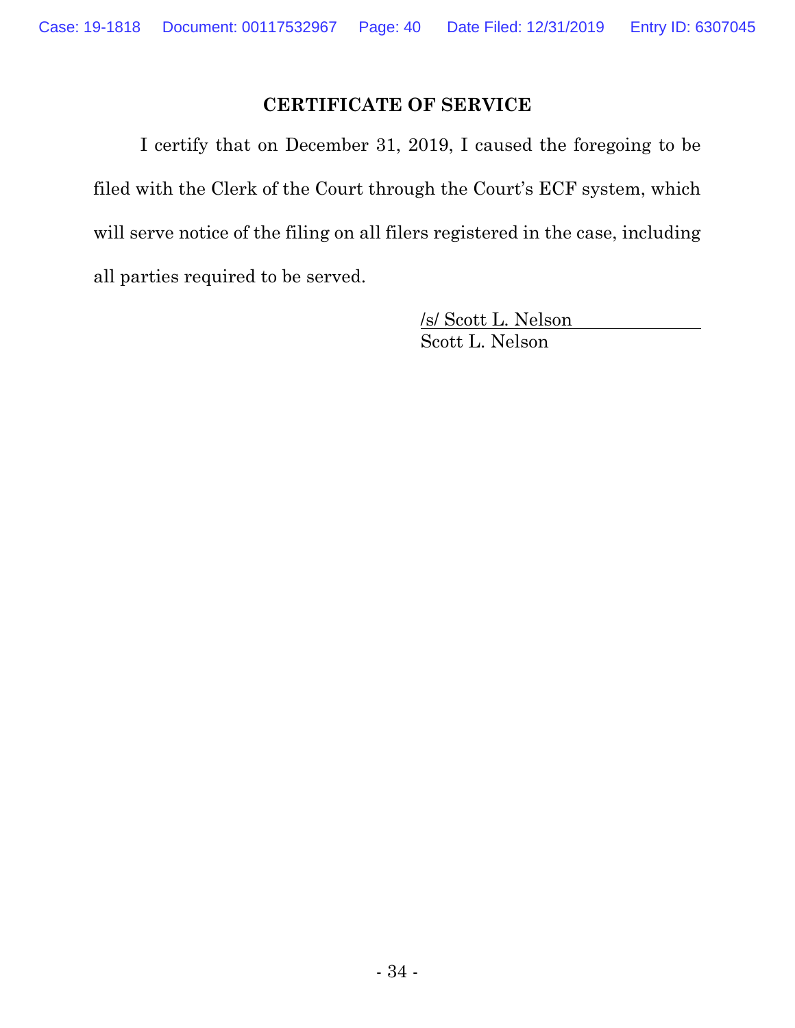## CERTIFICATE OF SERVICE

I certify that on December 31, 2019, I caused the foregoing to be filed with the Clerk of the Court through the Court's ECF system, which will serve notice of the filing on all filers registered in the case, including all parties required to be served.

/s/ Scott L. Nelson
Scott L. Nelson